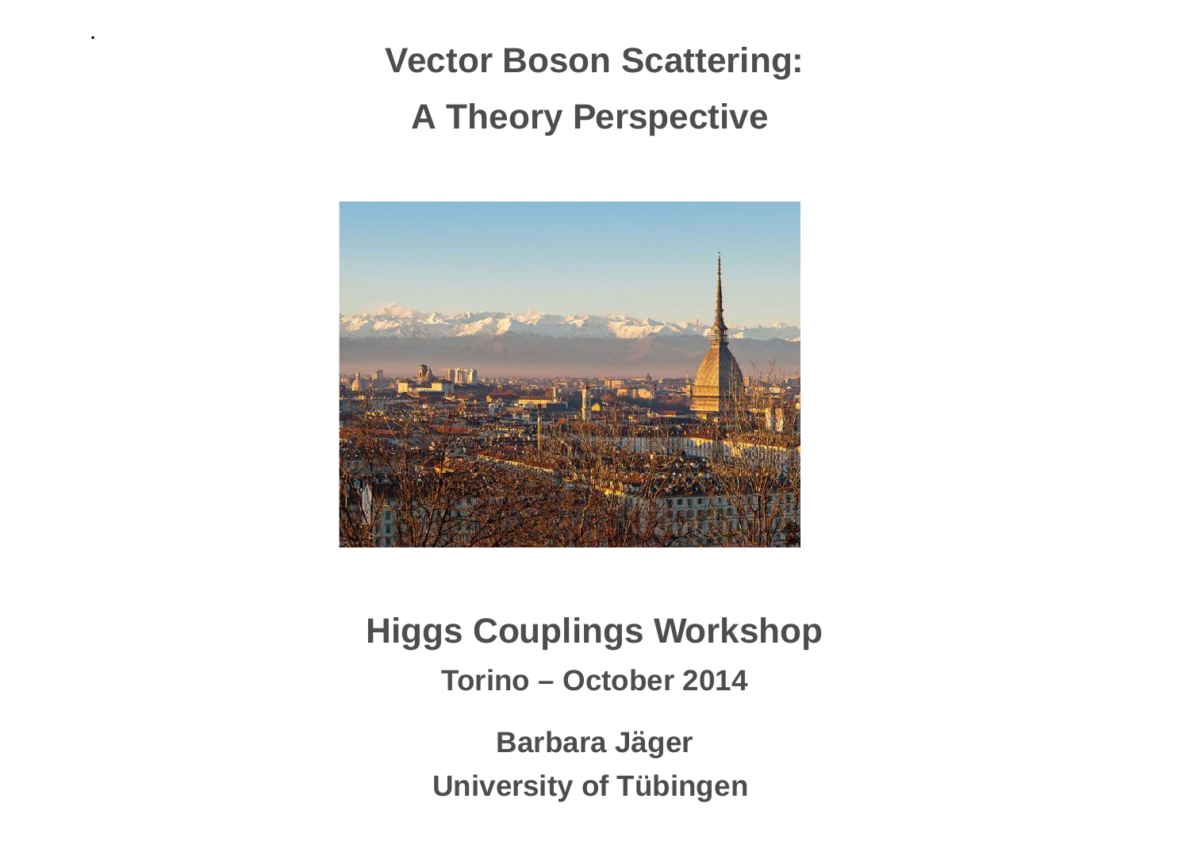# Vector Boson Scattering:

# A Theory Perspective

## Higgs Couplings Workshop

**Torino – October 2014**

**Barbara Jäger**

**University of Tübingen**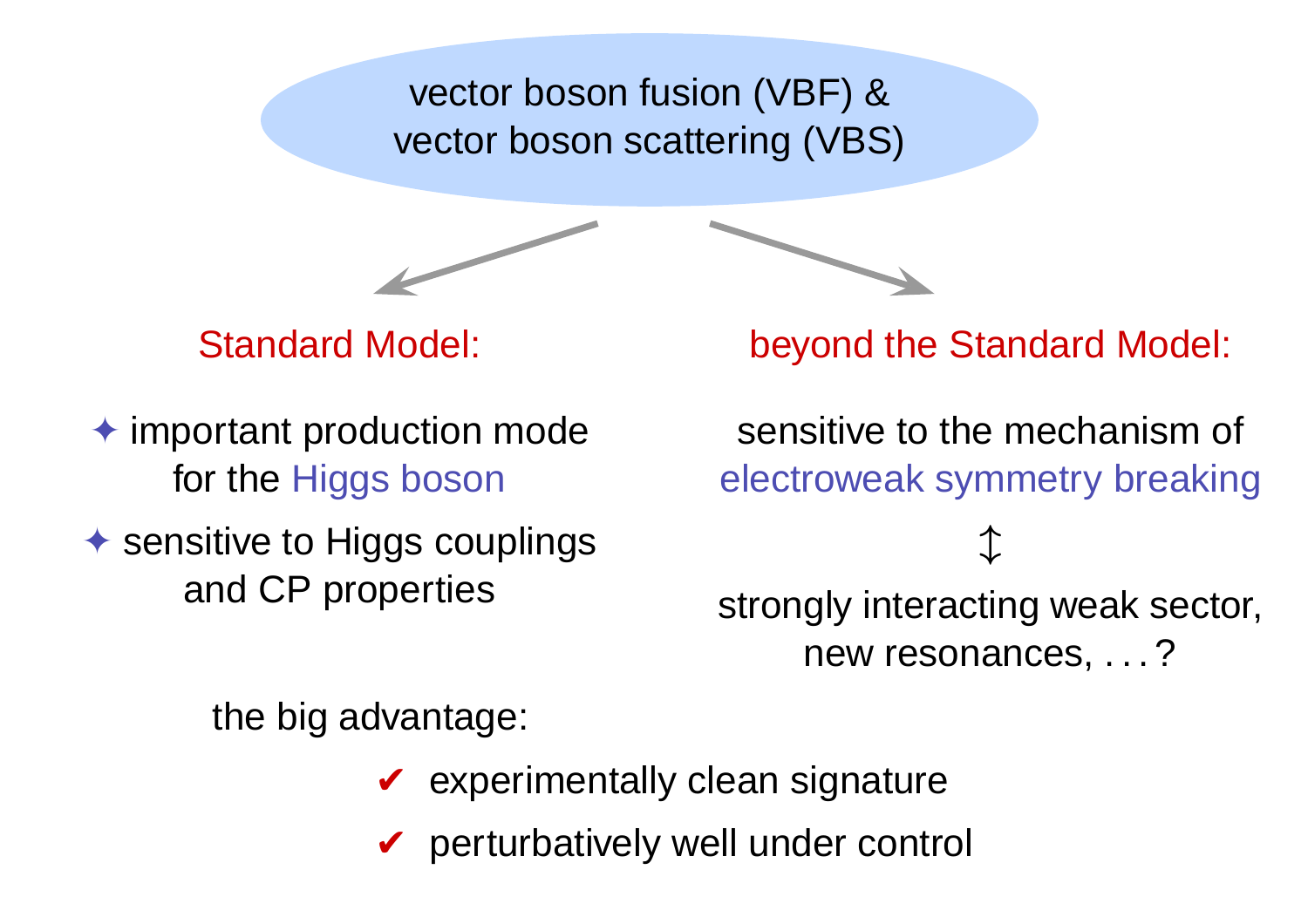# vector boson fusion (VBF) & vector boson scattering (VBS)

**Standard Model:**

- ✦ important production mode for the Higgs boson
- ✦ sensitive to Higgs couplings and CP properties

**beyond the Standard Model:**

sensitive to the mechanism of electroweak symmetry breaking

↕

strongly interacting weak sector, new resonances, . . . ?

the big advantage:

- ✔ experimentally clean signature
- ✔ perturbatively well under control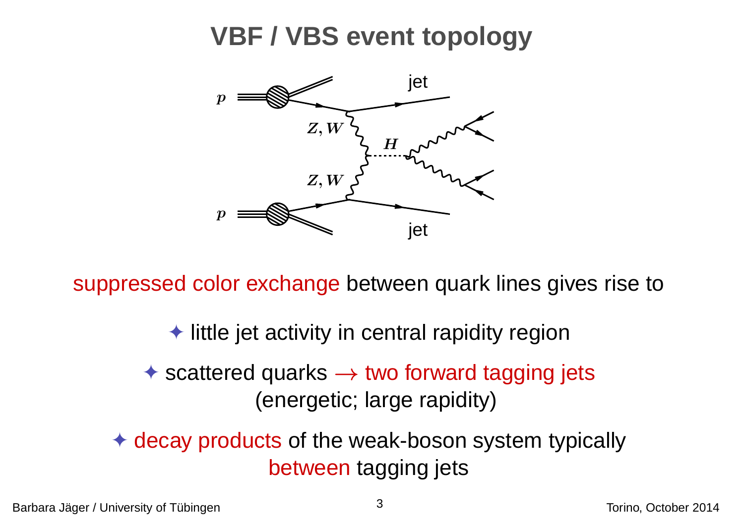# VBF / VBS event topology

suppressed color exchange between quark lines gives rise to

✦ little jet activity in central rapidity region

✦ scattered quarks $\rightarrow$ two forward tagging jets
(energetic; large rapidity)

✦ decay products of the weak-boson system typically
between tagging jets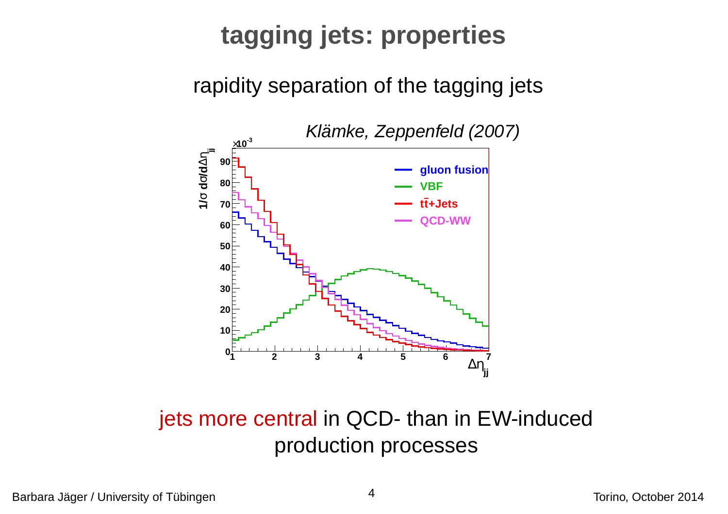# tagging jets: properties

rapidity separation of the tagging jets

*Klämke, Zeppenfeld (2007)*

jets more central in QCD- than in EW-induced production processes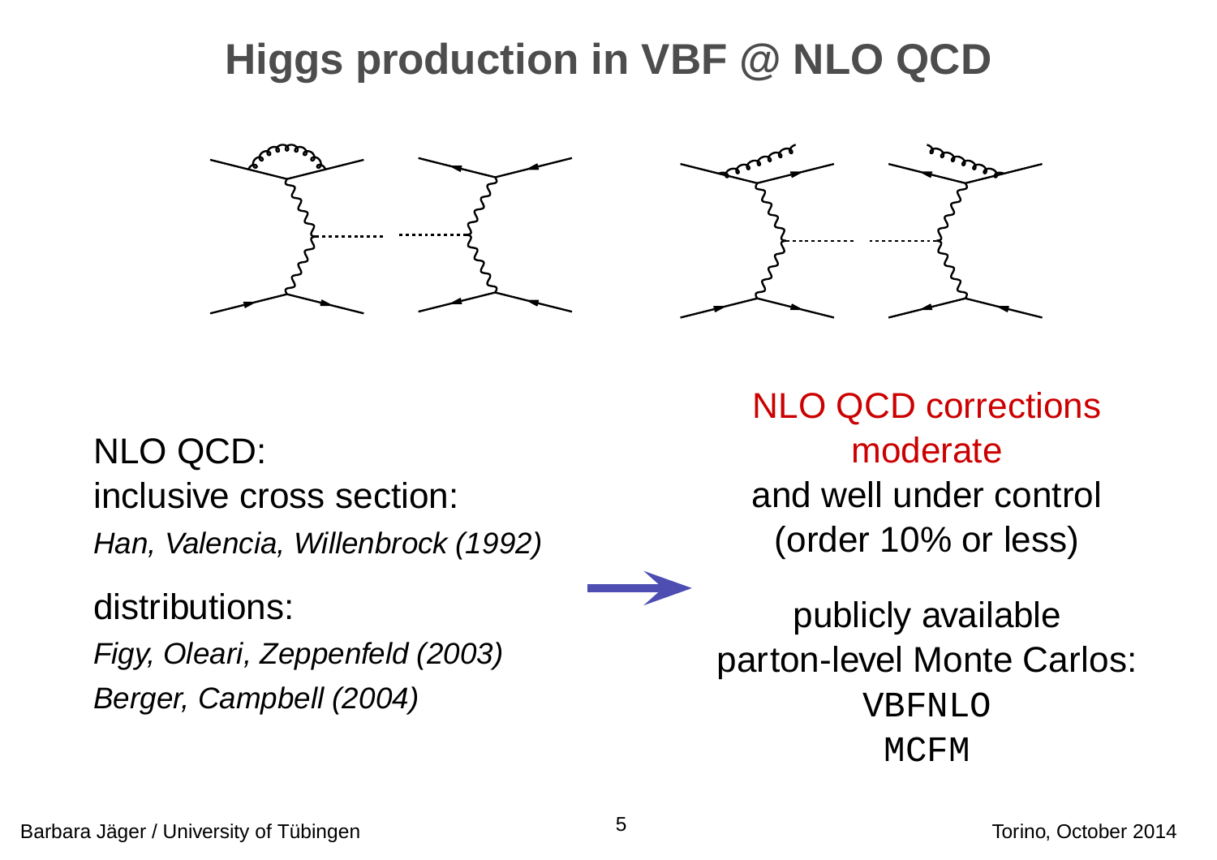# Higgs production in VBF @ NLO QCD

NLO QCD:

inclusive cross section:

*Han, Valencia, Willenbrock (1992)*

distributions:

*Figy, Oleari, Zeppenfeld (2003)*

*Berger, Campbell (2004)*

→

NLO QCD corrections moderate
and well under control
(order 10% or less)

publicly available
parton-level Monte Carlos:

`VBFNLO`

`MCFM`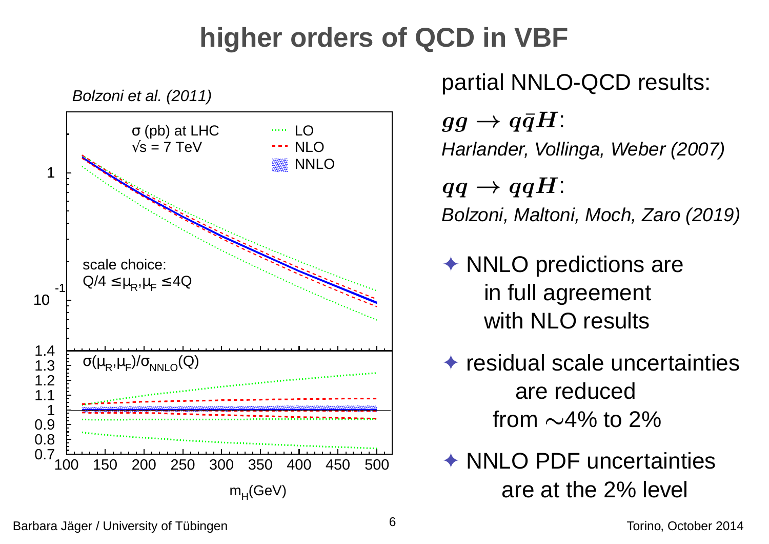# higher orders of QCD in VBF

*Bolzoni et al. (2011)*

partial NNLO-QCD results:

$gg \rightarrow q\bar{q}H$:
*Harlander, Vollinga, Weber (2007)*

$qq \rightarrow qqH$:
*Bolzoni, Maltoni, Moch, Zaro (2019)*

- NNLO predictions are in full agreement with NLO results
- residual scale uncertainties are reduced from $\sim$4% to 2%
- NNLO PDF uncertainties are at the 2% level

Barbara Jäger / University of Tübingen — Torino, October 2014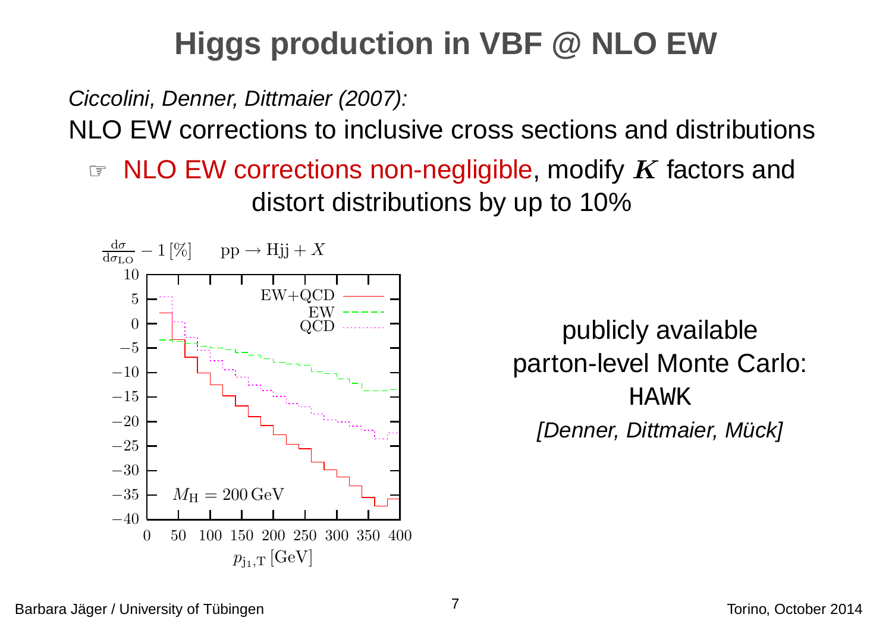# Higgs production in VBF @ NLO EW

*Ciccolini, Denner, Dittmaier (2007):*

NLO EW corrections to inclusive cross sections and distributions

☞ NLO EW corrections non-negligible, modify $K$ factors and distort distributions by up to 10%

publicly available parton-level Monte Carlo: HAWK

*[Denner, Dittmaier, Mück]*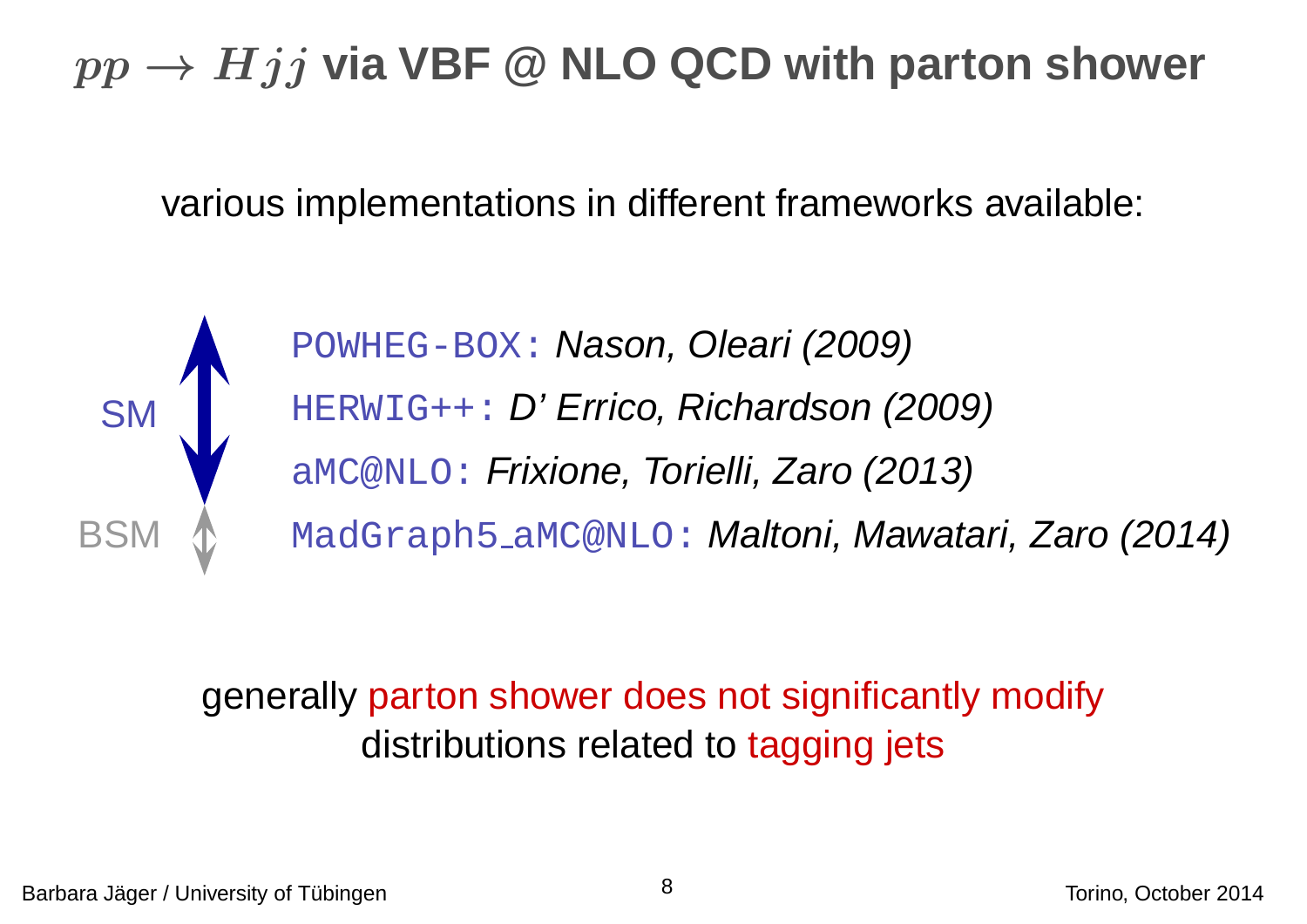# $pp \to Hjj$ via VBF @ NLO QCD with parton shower

various implementations in different frameworks available:

SM

- `POWHEG-BOX:` *Nason, Oleari (2009)*
- `HERWIG++:` *D' Errico, Richardson (2009)*
- `aMC@NLO:` *Frixione, Torielli, Zaro (2013)*

BSM

- `MadGraph5_aMC@NLO:` *Maltoni, Mawatari, Zaro (2014)*

generally parton shower does not significantly modify distributions related to tagging jets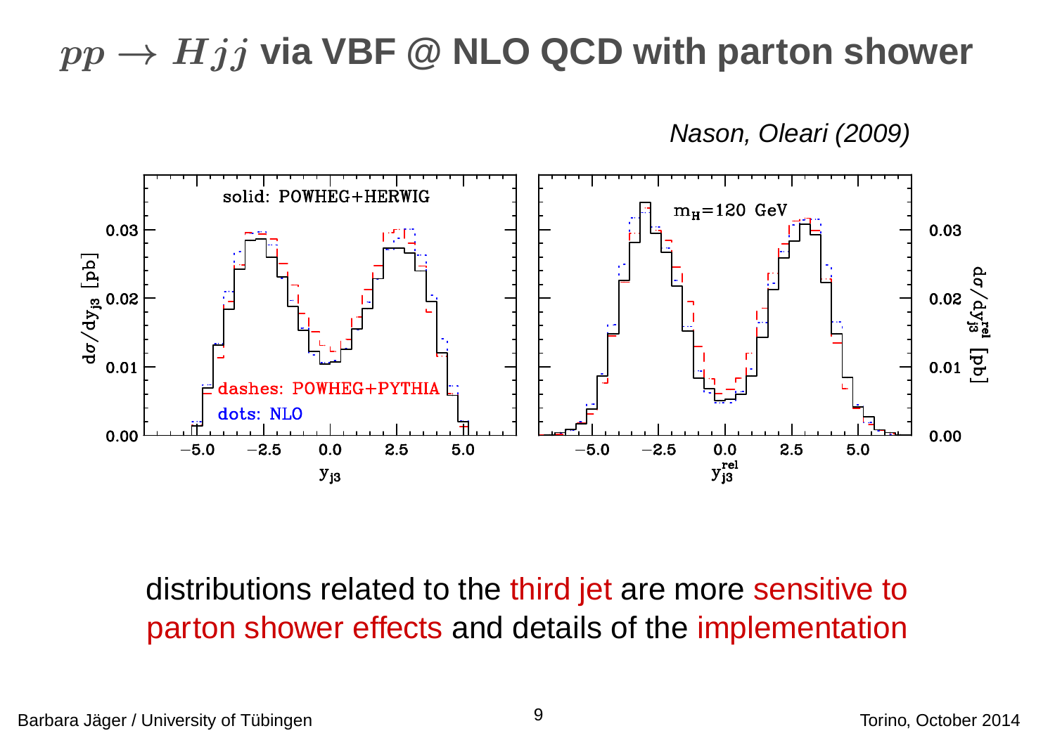# $pp \to Hjj$ via VBF @ NLO QCD with parton shower

*Nason, Oleari (2009)*

distributions related to the third jet are more sensitive to parton shower effects and details of the implementation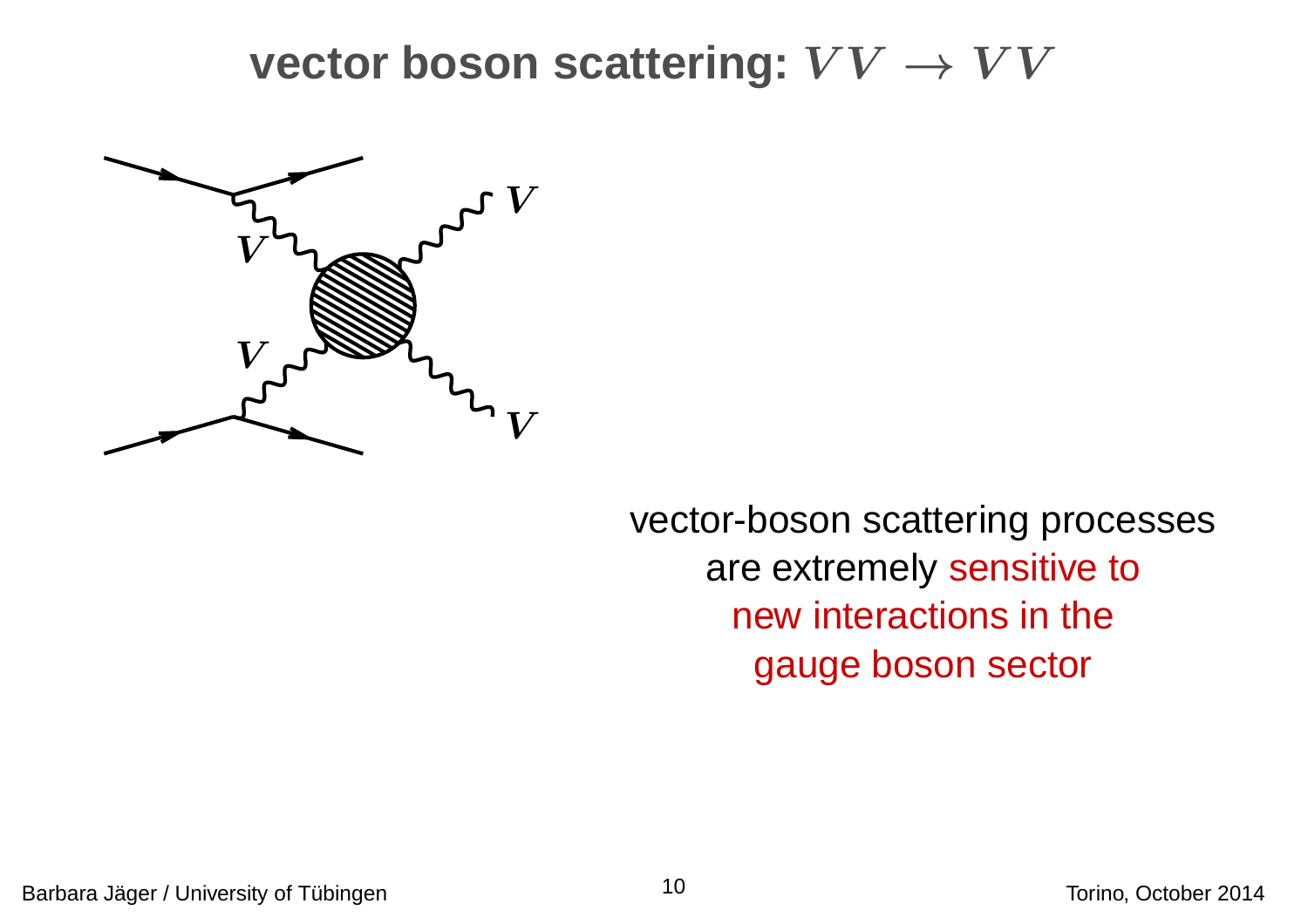# vector boson scattering: $VV \to VV$

vector-boson scattering processes are extremely sensitive to new interactions in the gauge boson sector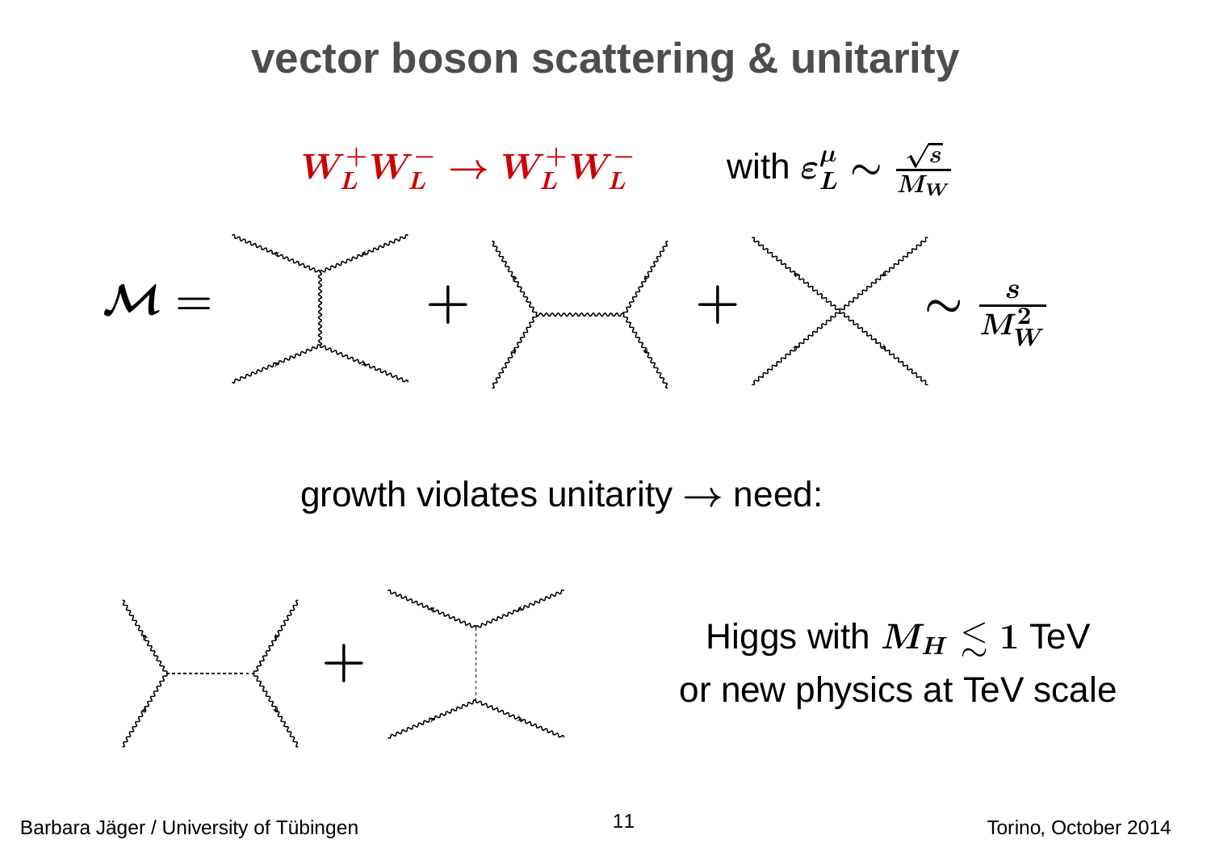# vector boson scattering & unitarity

$W_L^+ W_L^- \to W_L^+ W_L^-$ with $\varepsilon_L^\mu \sim \frac{\sqrt{s}}{M_W}$

$$\mathcal{M} = \ldots + \ldots + \ldots \sim \frac{s}{M_W^2}$$

growth violates unitarity $\to$ need:

Higgs with $M_H \lesssim 1$ TeV
or new physics at TeV scale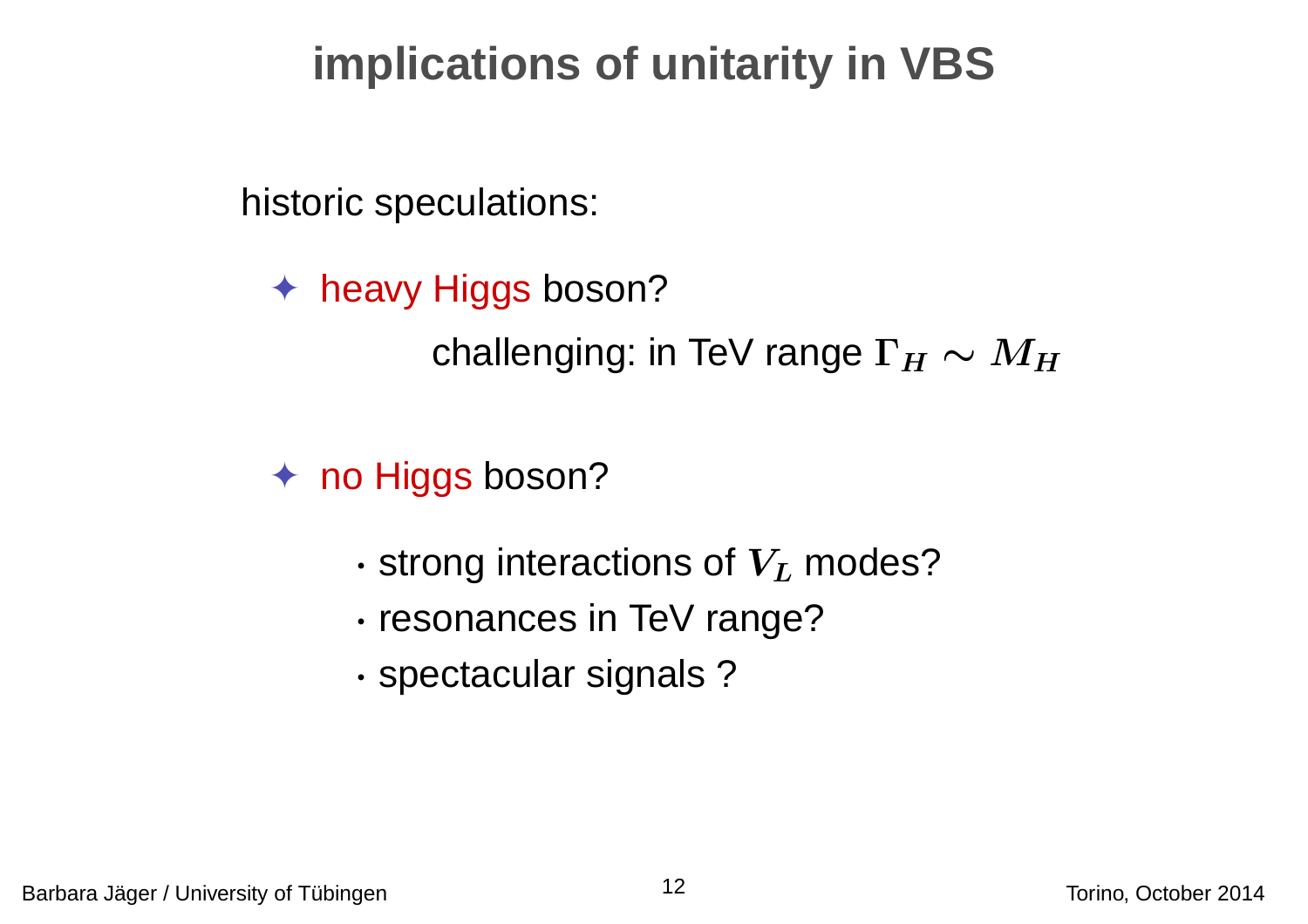# implications of unitarity in VBS

historic speculations:

- heavy Higgs boson?

  challenging: in TeV range $\Gamma_H \sim M_H$

- no Higgs boson?

  - strong interactions of $V_L$ modes?
  - resonances in TeV range?
  - spectacular signals ?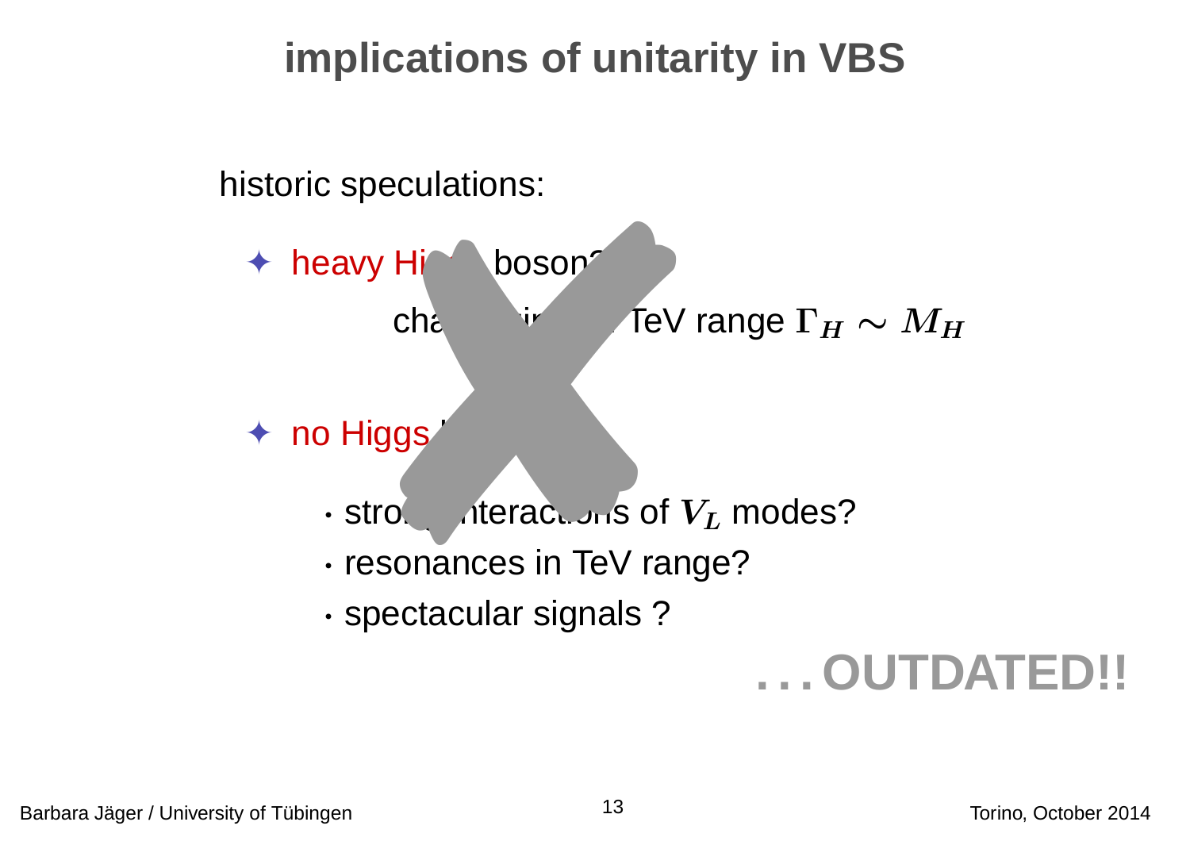# implications of unitarity in VBS

historic speculations:

- heavy Hi... boson?

  cha... i... TeV range $\Gamma_H \sim M_H$

- no Higgs ...

  - stro... interactions of $V_L$ modes?
  - resonances in TeV range?
  - spectacular signals ?

**. . . OUTDATED!!**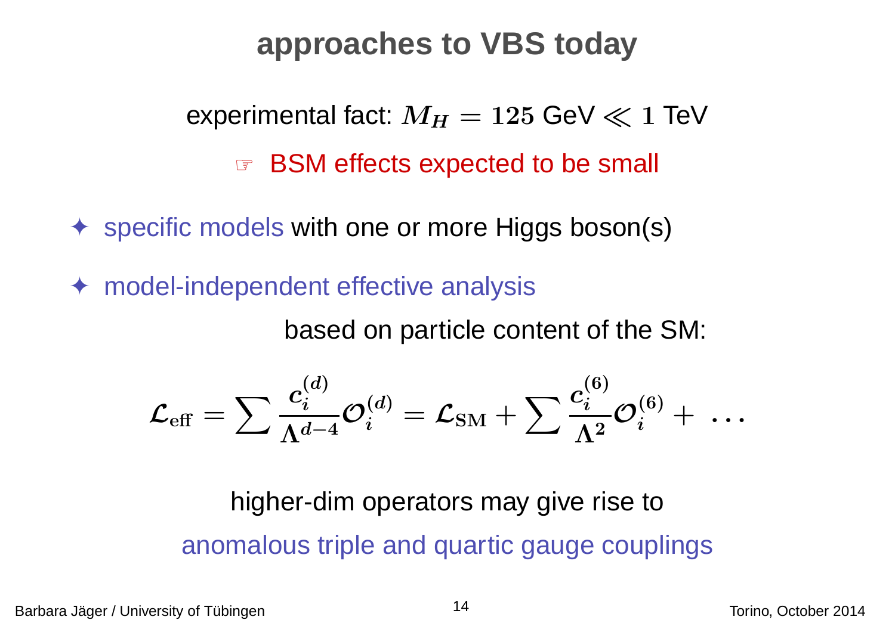# approaches to VBS today

experimental fact: $M_H = 125$ GeV $\ll 1$ TeV

☞ BSM effects expected to be small

- specific models with one or more Higgs boson(s)
- model-independent effective analysis

based on particle content of the SM:

$$\mathcal{L}_{\text{eff}} = \sum \frac{c_i^{(d)}}{\Lambda^{d-4}} \mathcal{O}_i^{(d)} = \mathcal{L}_{\text{SM}} + \sum \frac{c_i^{(6)}}{\Lambda^2} \mathcal{O}_i^{(6)} + \ \ldots$$

higher-dim operators may give rise to

anomalous triple and quartic gauge couplings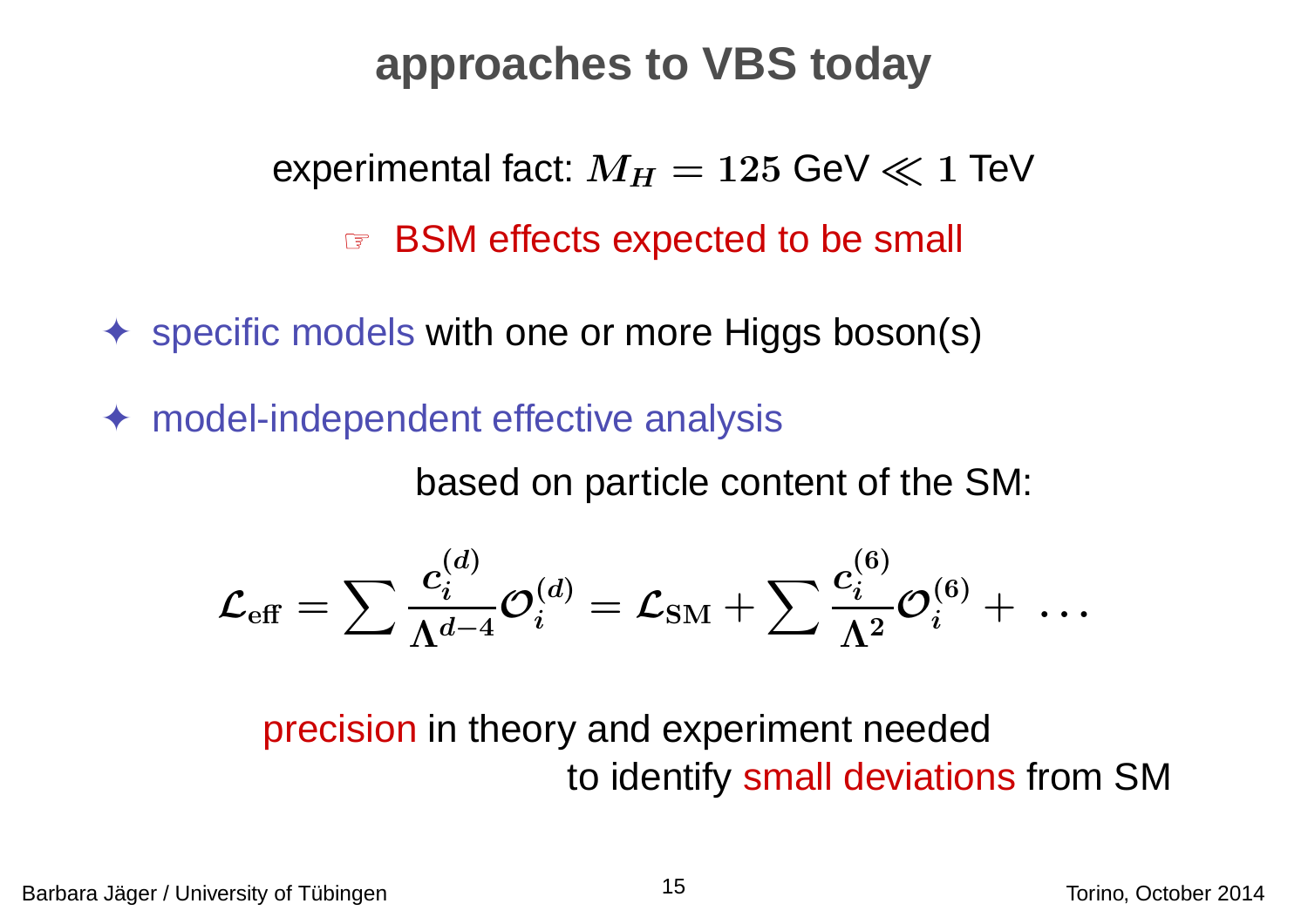# approaches to VBS today

experimental fact: $M_H = 125$ GeV $\ll 1$ TeV

☞ BSM effects expected to be small

- ✦ specific models with one or more Higgs boson(s)
- ✦ model-independent effective analysis

based on particle content of the SM:

$$\mathcal{L}_{\text{eff}} = \sum \frac{c_i^{(d)}}{\Lambda^{d-4}} \mathcal{O}_i^{(d)} = \mathcal{L}_{\text{SM}} + \sum \frac{c_i^{(6)}}{\Lambda^2} \mathcal{O}_i^{(6)} + \ \ldots$$

precision in theory and experiment needed to identify small deviations from SM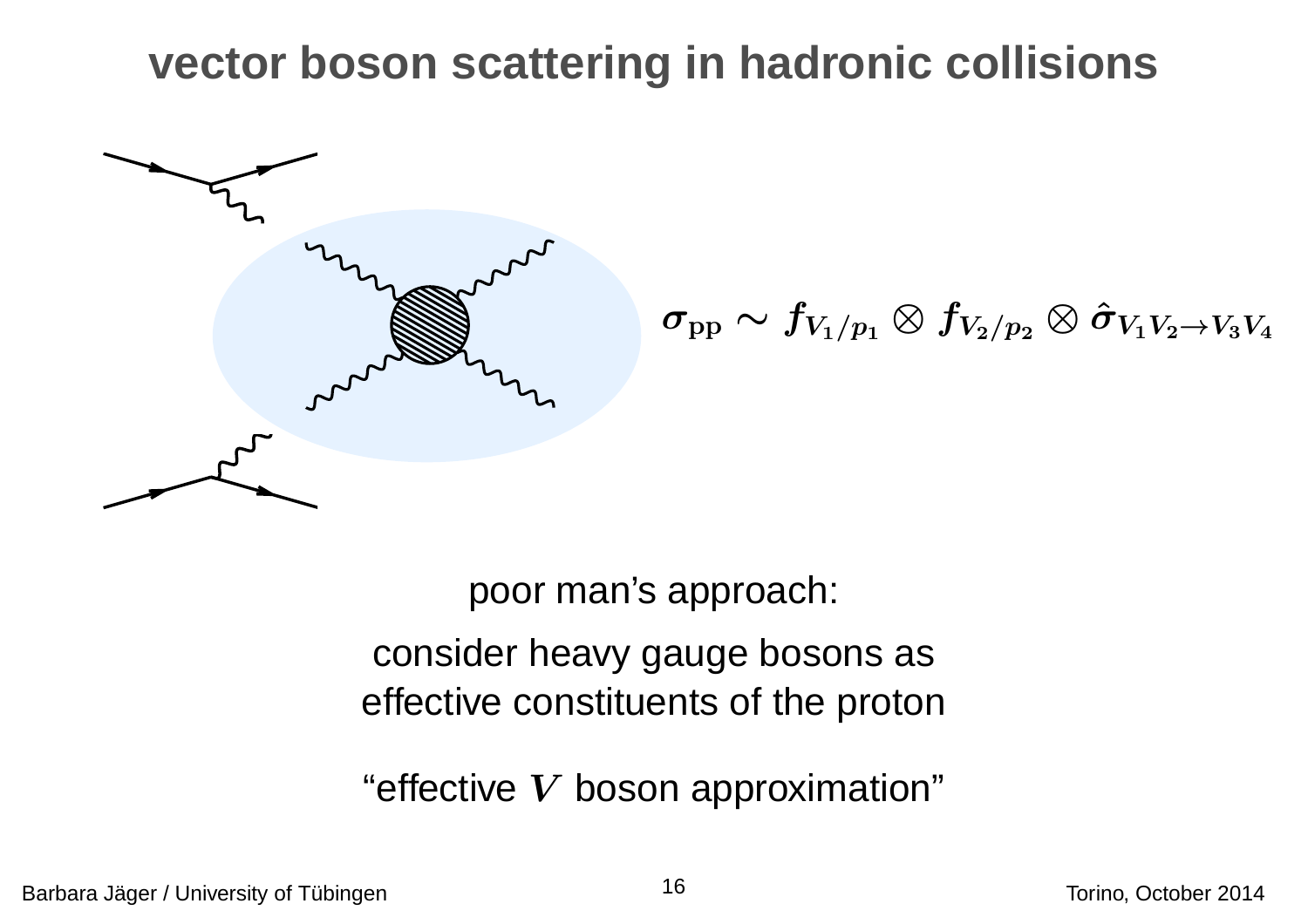# vector boson scattering in hadronic collisions

$$\sigma_{\mathrm{pp}} \sim f_{V_1/p_1} \otimes f_{V_2/p_2} \otimes \hat{\sigma}_{V_1 V_2 \to V_3 V_4}$$

poor man's approach:

consider heavy gauge bosons as effective constituents of the proton

"effective $V$ boson approximation"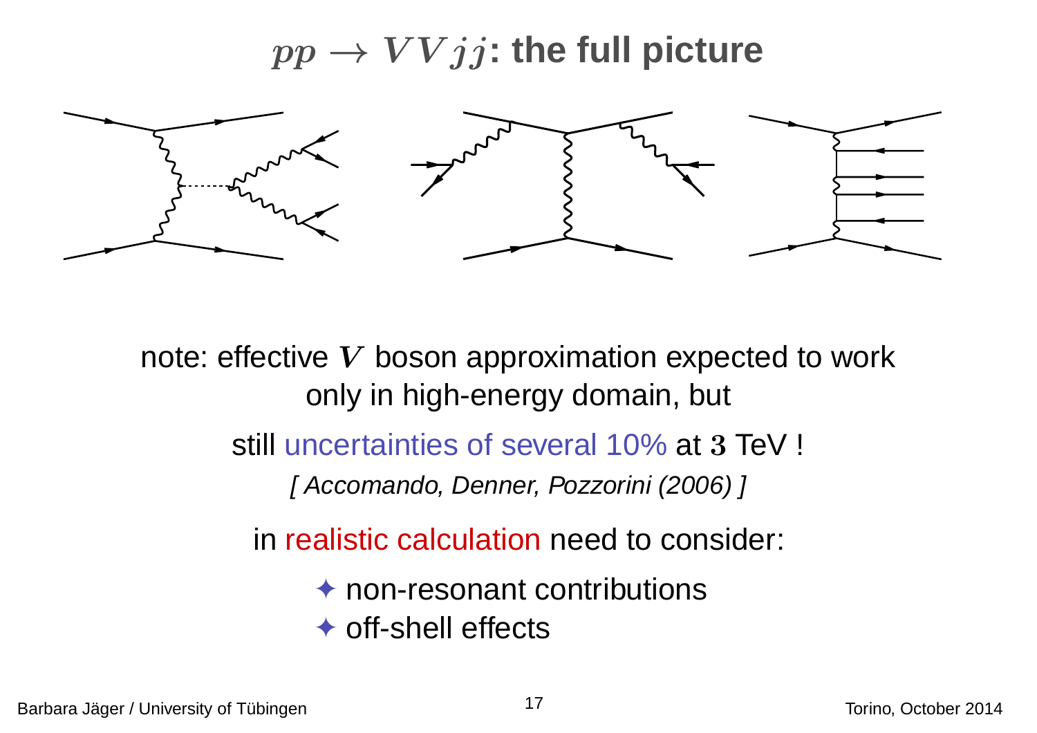# $pp \to VVjj$: the full picture

note: effective $V$ boson approximation expected to work only in high-energy domain, but

still uncertainties of several 10% at $3$ TeV !

*[ Accomando, Denner, Pozzorini (2006) ]*

in realistic calculation need to consider:

- ✦ non-resonant contributions
- ✦ off-shell effects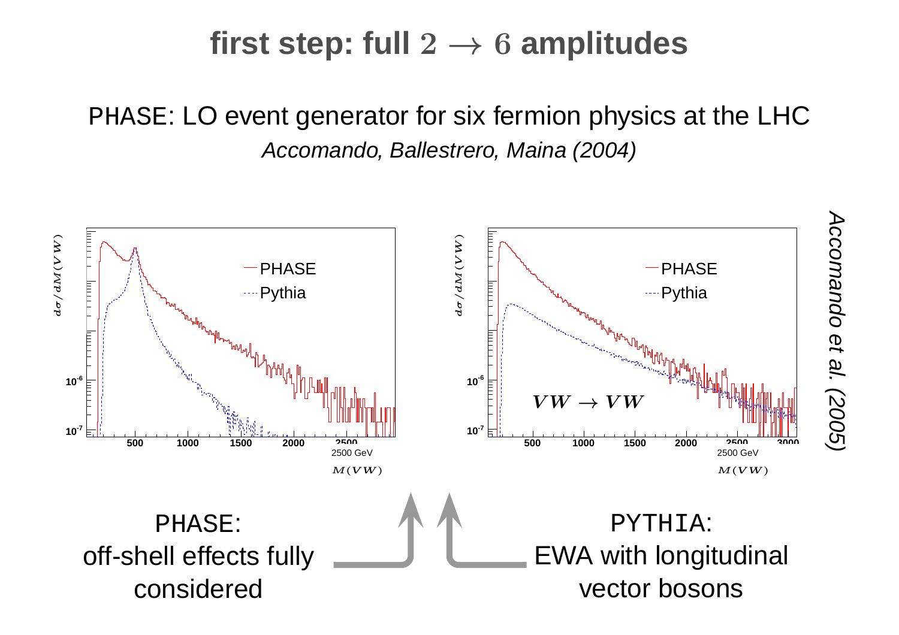# first step: full $2 \to 6$ amplitudes

PHASE: LO event generator for six fermion physics at the LHC

*Accomando, Ballestrero, Maina (2004)*

*Accomando et al. (2005)*

PHASE: off-shell effects fully considered

PYTHIA: EWA with longitudinal vector bosons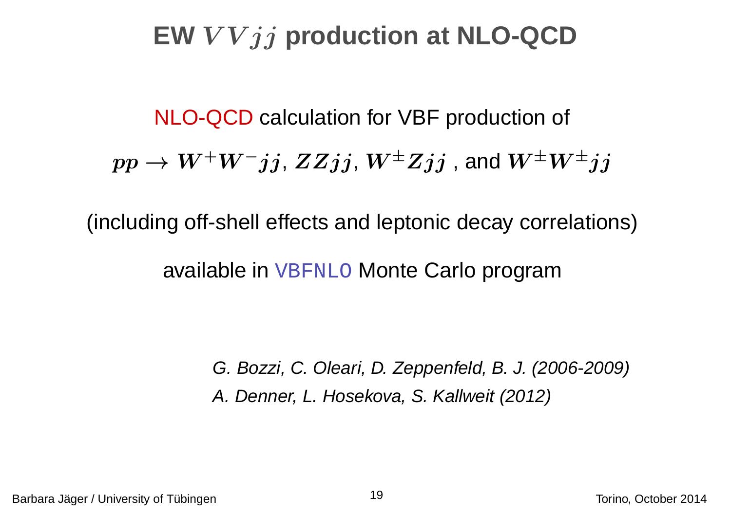# EW $VVjj$ production at NLO-QCD

NLO-QCD calculation for VBF production of

$pp \to W^+W^-jj$, $ZZjj$, $W^\pm Zjj$ , and $W^\pm W^\pm jj$

(including off-shell effects and leptonic decay correlations)

available in VBFNLO Monte Carlo program

*G. Bozzi, C. Oleari, D. Zeppenfeld, B. J. (2006-2009)*

*A. Denner, L. Hosekova, S. Kallweit (2012)*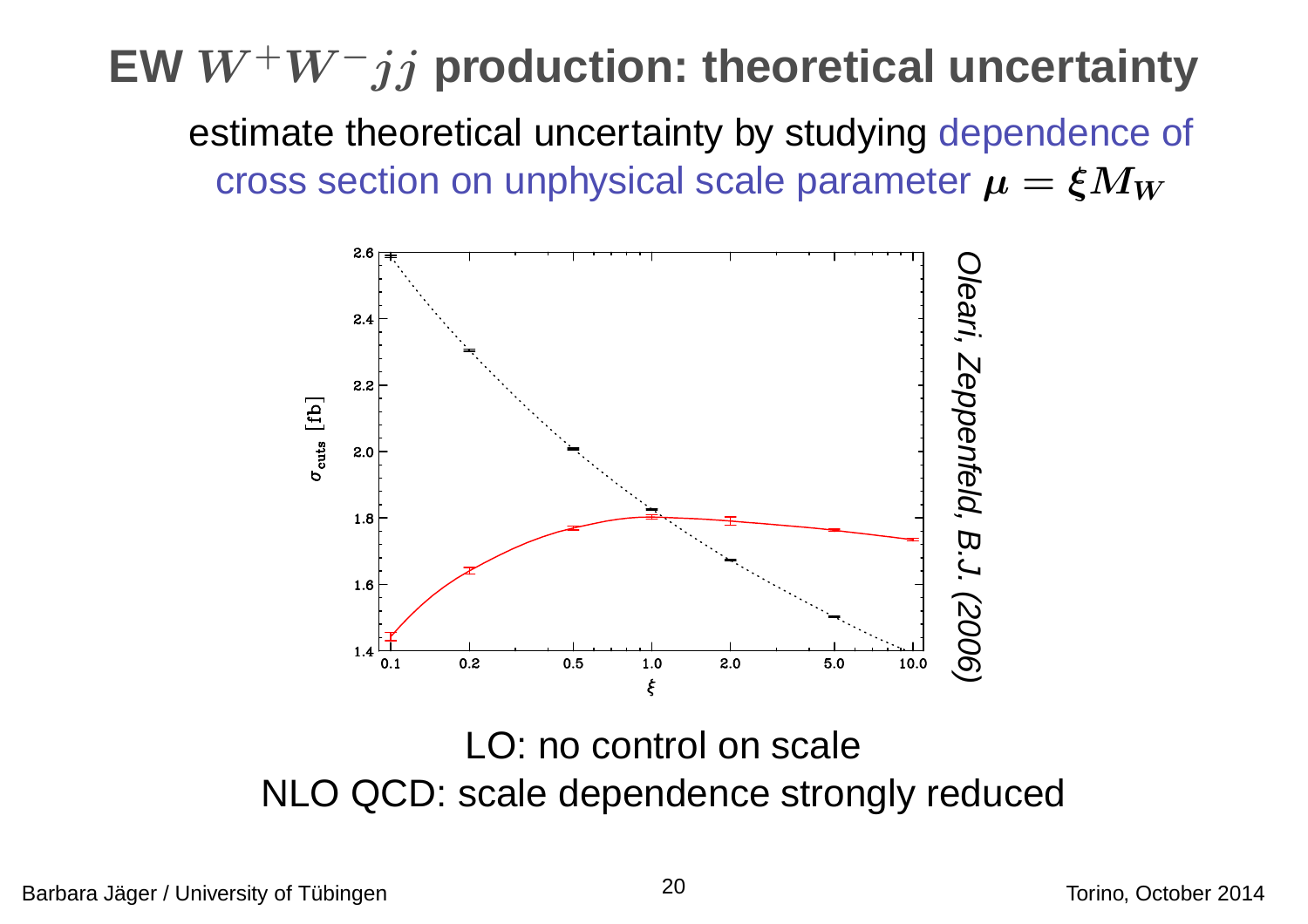# EW $W^+W^-jj$ production: theoretical uncertainty

estimate theoretical uncertainty by studying dependence of cross section on unphysical scale parameter $\mu = \xi M_W$

*Oleari, Zeppenfeld, B.J. (2006)*

LO: no control on scale

NLO QCD: scale dependence strongly reduced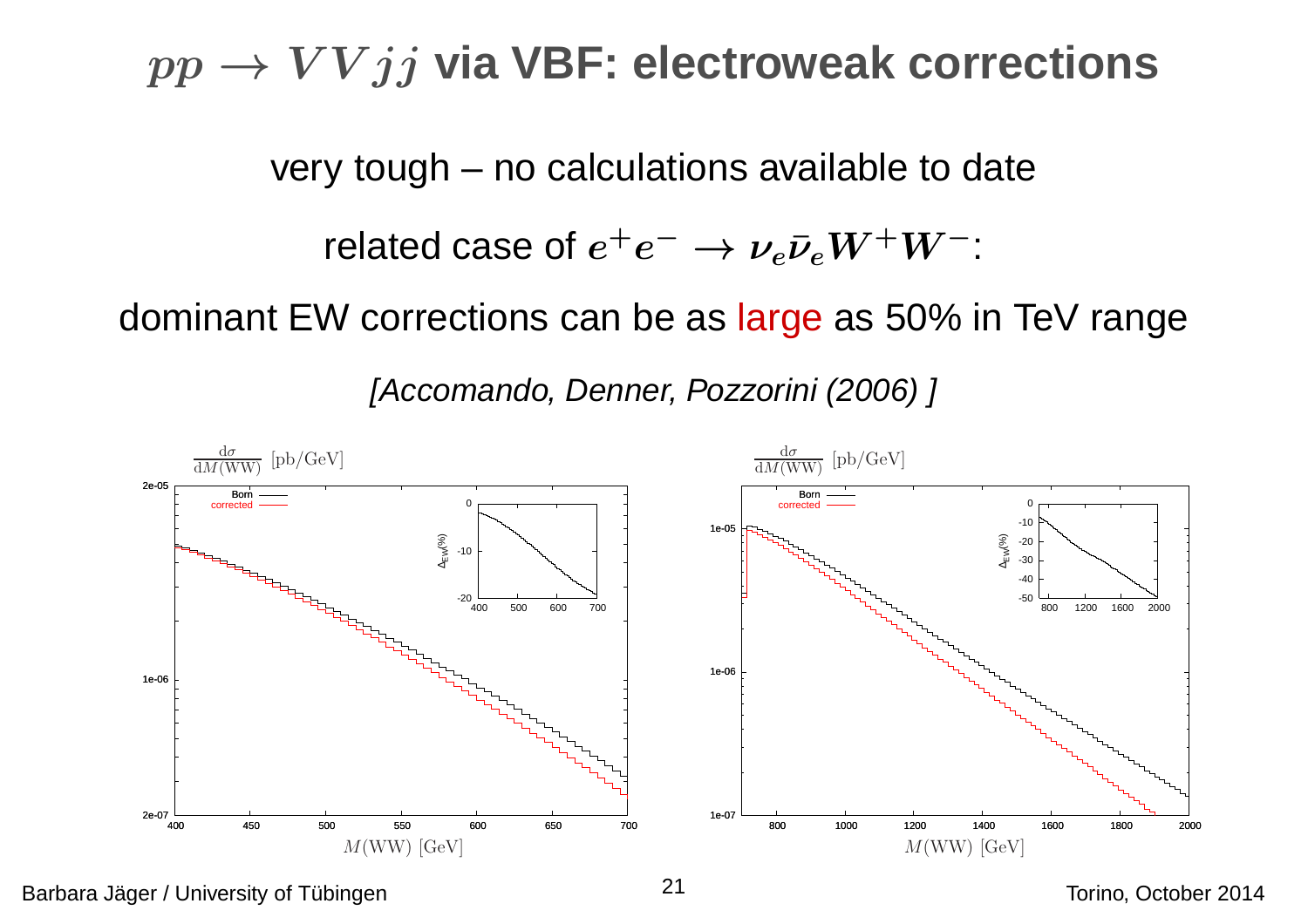# $pp \to VVjj$ via VBF: electroweak corrections

very tough – no calculations available to date

related case of $e^+e^- \to \nu_e\bar{\nu}_e W^+W^-$:

dominant EW corrections can be as large as 50% in TeV range

*[Accomando, Denner, Pozzorini (2006) ]*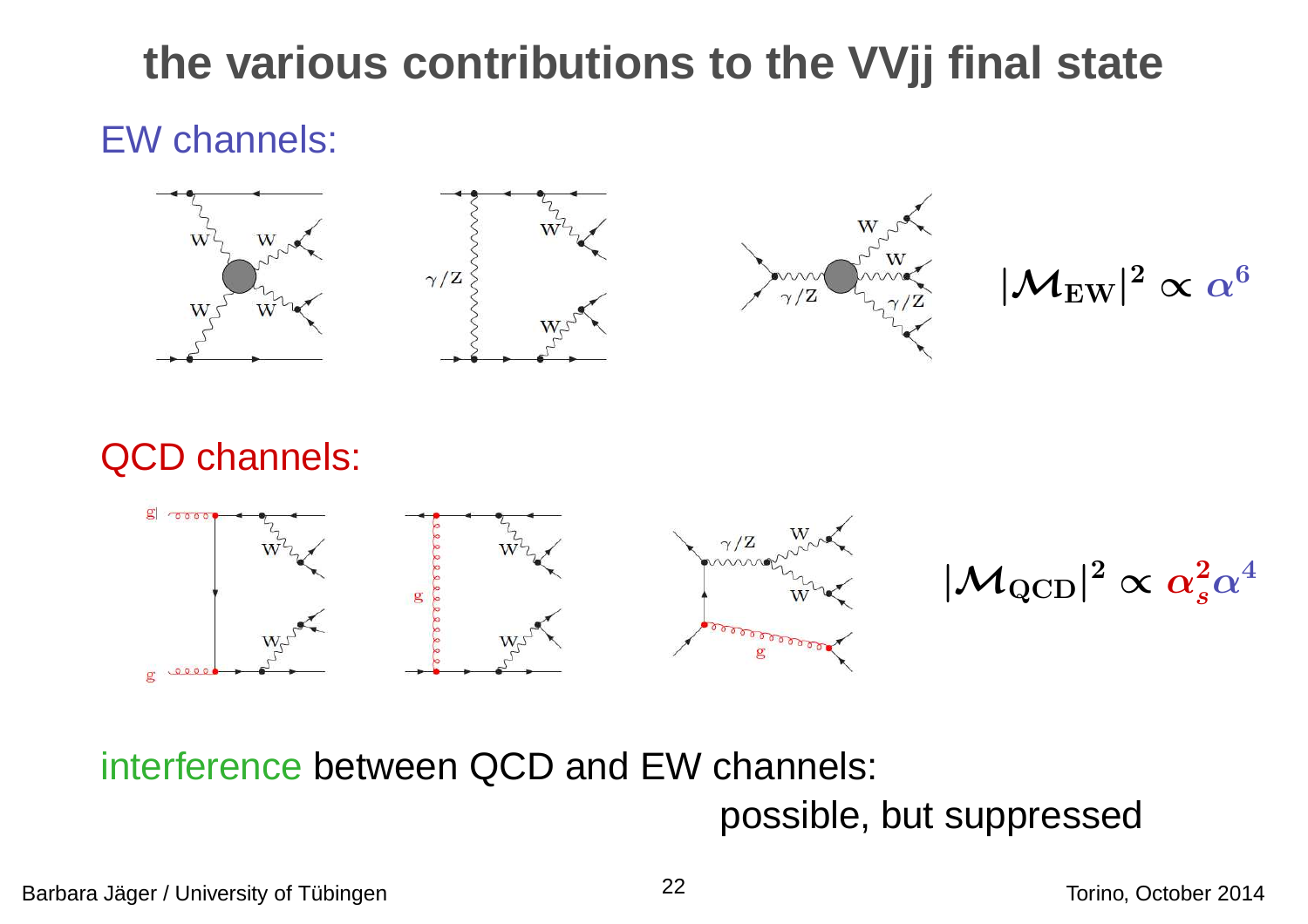# the various contributions to the VVjj final state

EW channels:

$$|\mathcal{M}_{\mathbf{EW}}|^2 \propto \alpha^6$$

QCD channels:

$$|\mathcal{M}_{\mathbf{QCD}}|^2 \propto \alpha_s^2 \alpha^4$$

interference between QCD and EW channels:

possible, but suppressed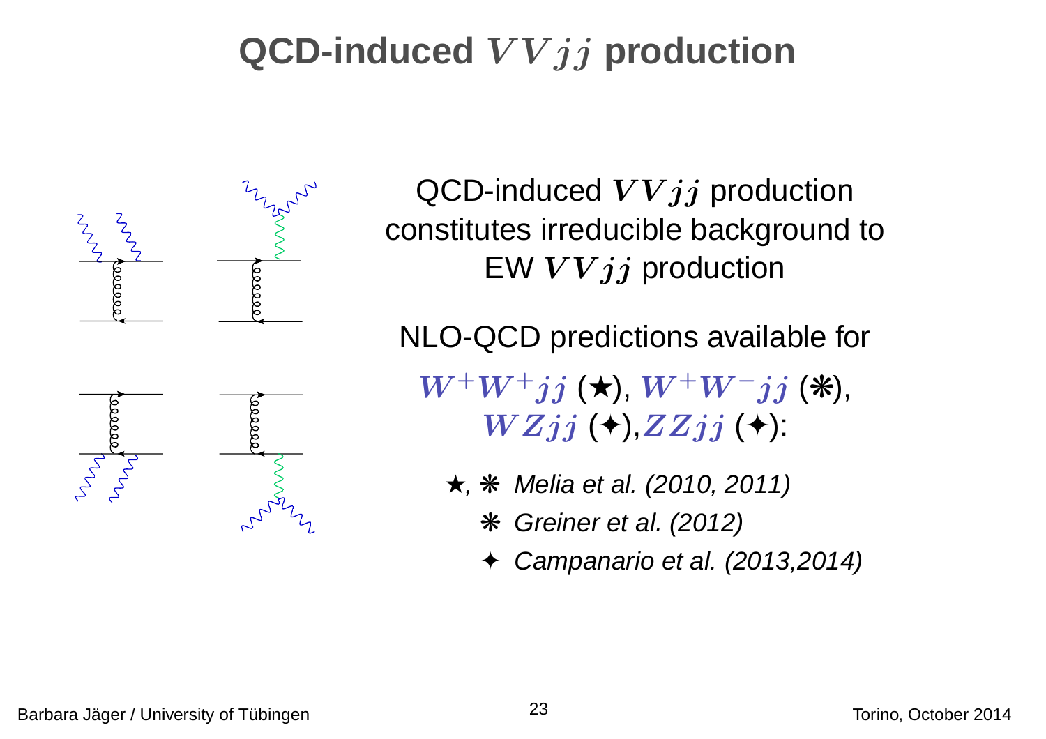# QCD-induced $VVjj$ production

QCD-induced $VVjj$ production constitutes irreducible background to EW $VVjj$ production

NLO-QCD predictions available for

$W^+W^+jj$ (★), $W^+W^-jj$ (❋), $WZjj$ (✦), $ZZjj$ (✦):

- ★, ❋ *Melia et al. (2010, 2011)*
- ❋ *Greiner et al. (2012)*
- ✦ *Campanario et al. (2013,2014)*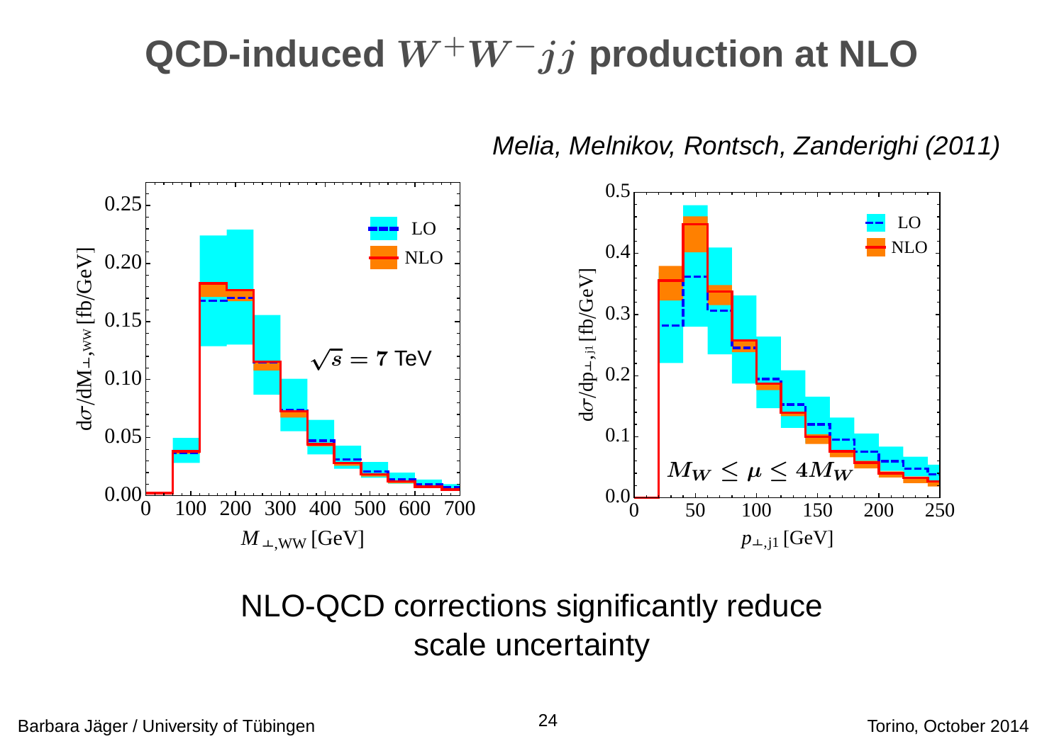# QCD-induced $W^+W^-jj$ production at NLO

*Melia, Melnikov, Rontsch, Zanderighi (2011)*

NLO-QCD corrections significantly reduce scale uncertainty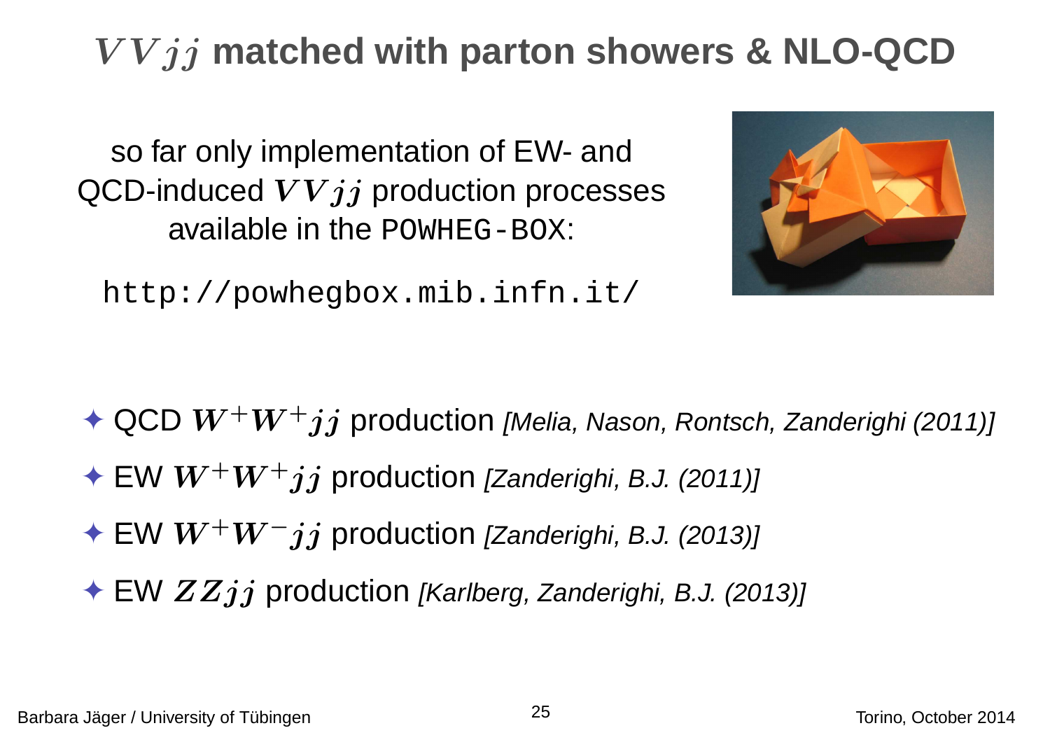# $VVjj$ matched with parton showers & NLO-QCD

so far only implementation of EW- and QCD-induced $VVjj$ production processes available in the `POWHEG-BOX`:

`http://powhegbox.mib.infn.it/`

- QCD $W^+W^+jj$ production *[Melia, Nason, Rontsch, Zanderighi (2011)]*
- EW $W^+W^+jj$ production *[Zanderighi, B.J. (2011)]*
- EW $W^+W^-jj$ production *[Zanderighi, B.J. (2013)]*
- EW $ZZjj$ production *[Karlberg, Zanderighi, B.J. (2013)]*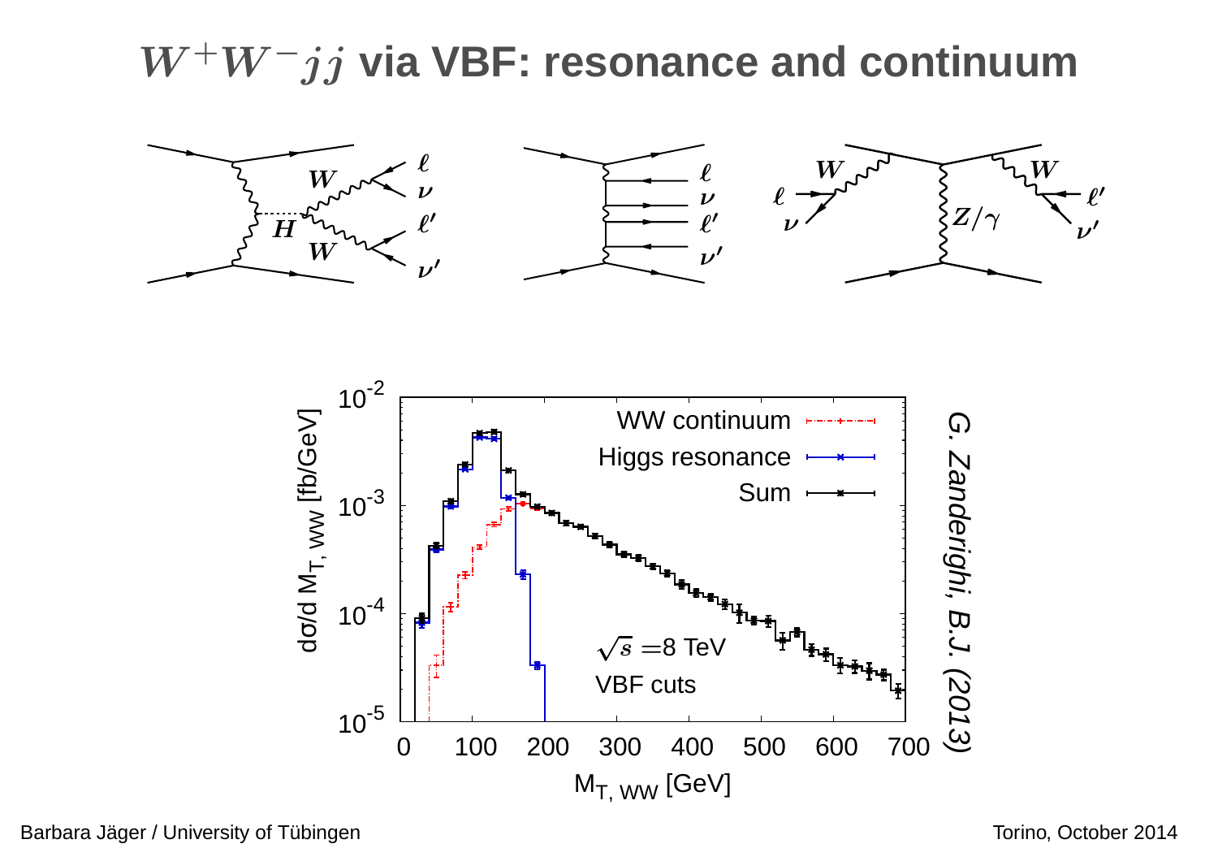# $W^+W^-jj$ via VBF: resonance and continuum

G. Zanderighi, B.J. (2013)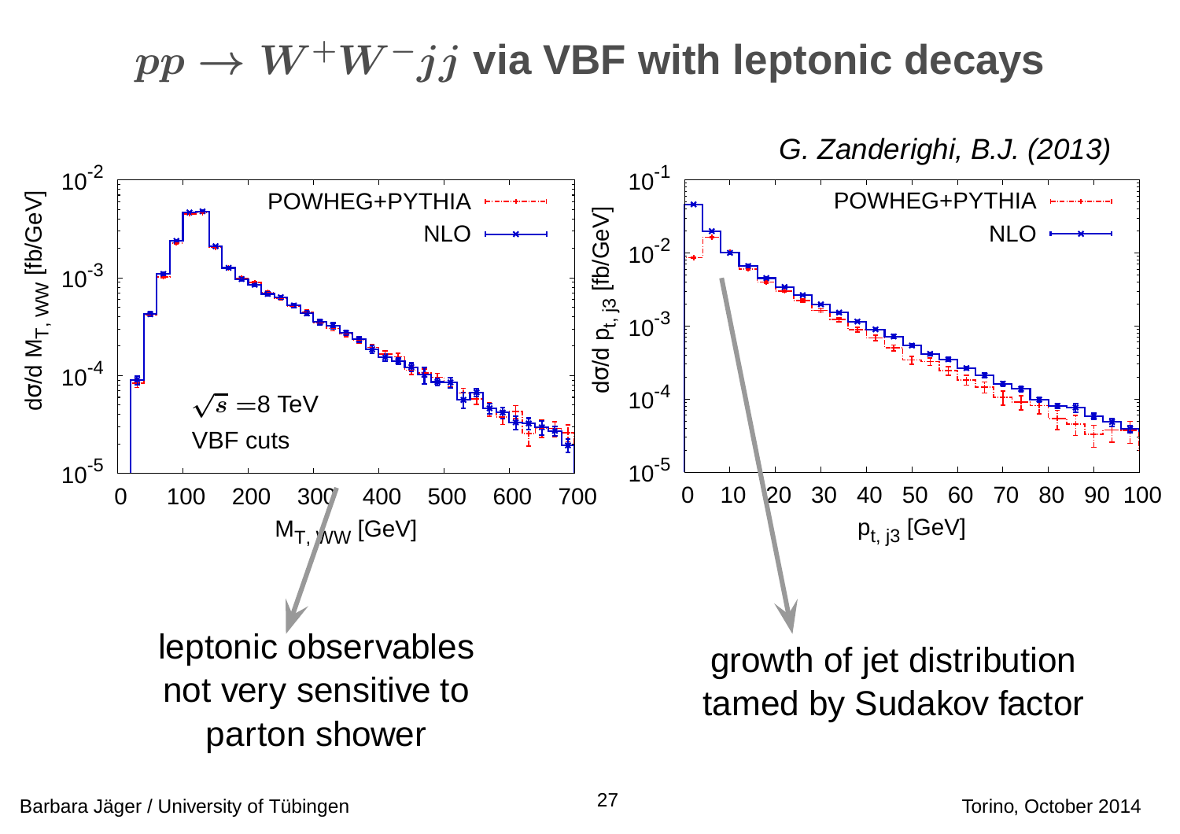# $pp \to W^+W^-jj$ via VBF with leptonic decays

*G. Zanderighi, B.J. (2013)*

leptonic observables not very sensitive to parton shower

growth of jet distribution tamed by Sudakov factor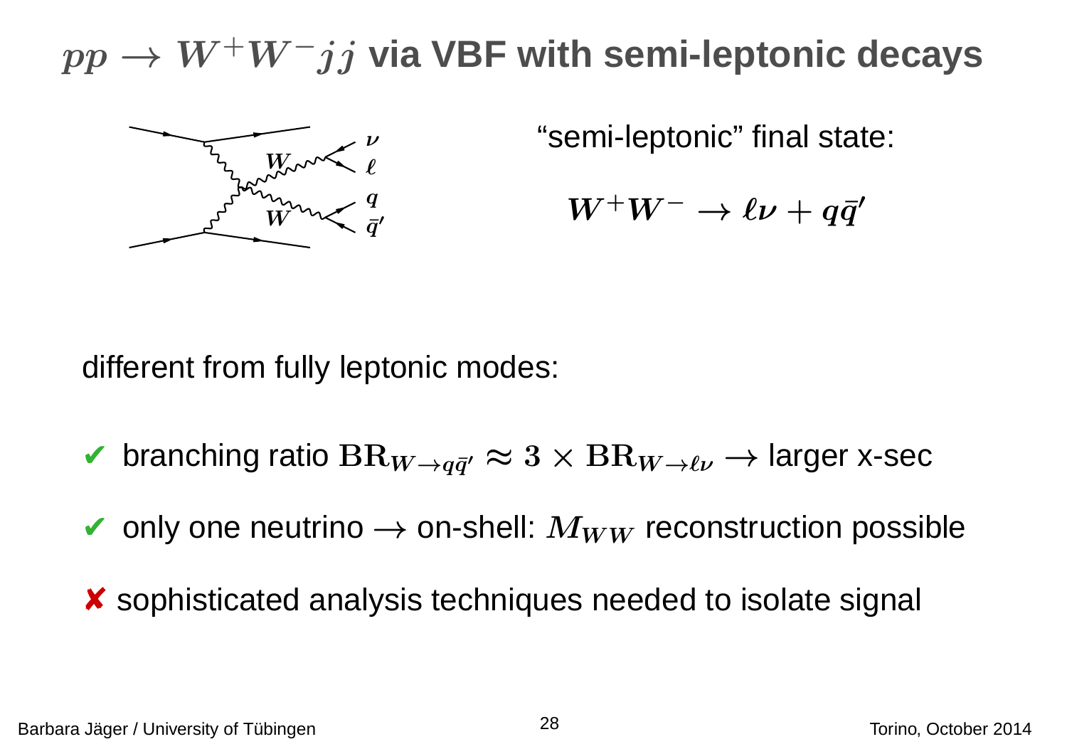# $pp \to W^+W^-jj$ via VBF with semi-leptonic decays

"semi-leptonic" final state:

$$W^+W^- \to \ell\nu + q\bar{q}'$$

different from fully leptonic modes:

- ✔ branching ratio $\mathrm{BR}_{W \to q\bar{q}'} \approx 3 \times \mathrm{BR}_{W \to \ell\nu} \to$ larger x-sec
- ✔ only one neutrino $\to$ on-shell: $M_{WW}$ reconstruction possible
- ✘ sophisticated analysis techniques needed to isolate signal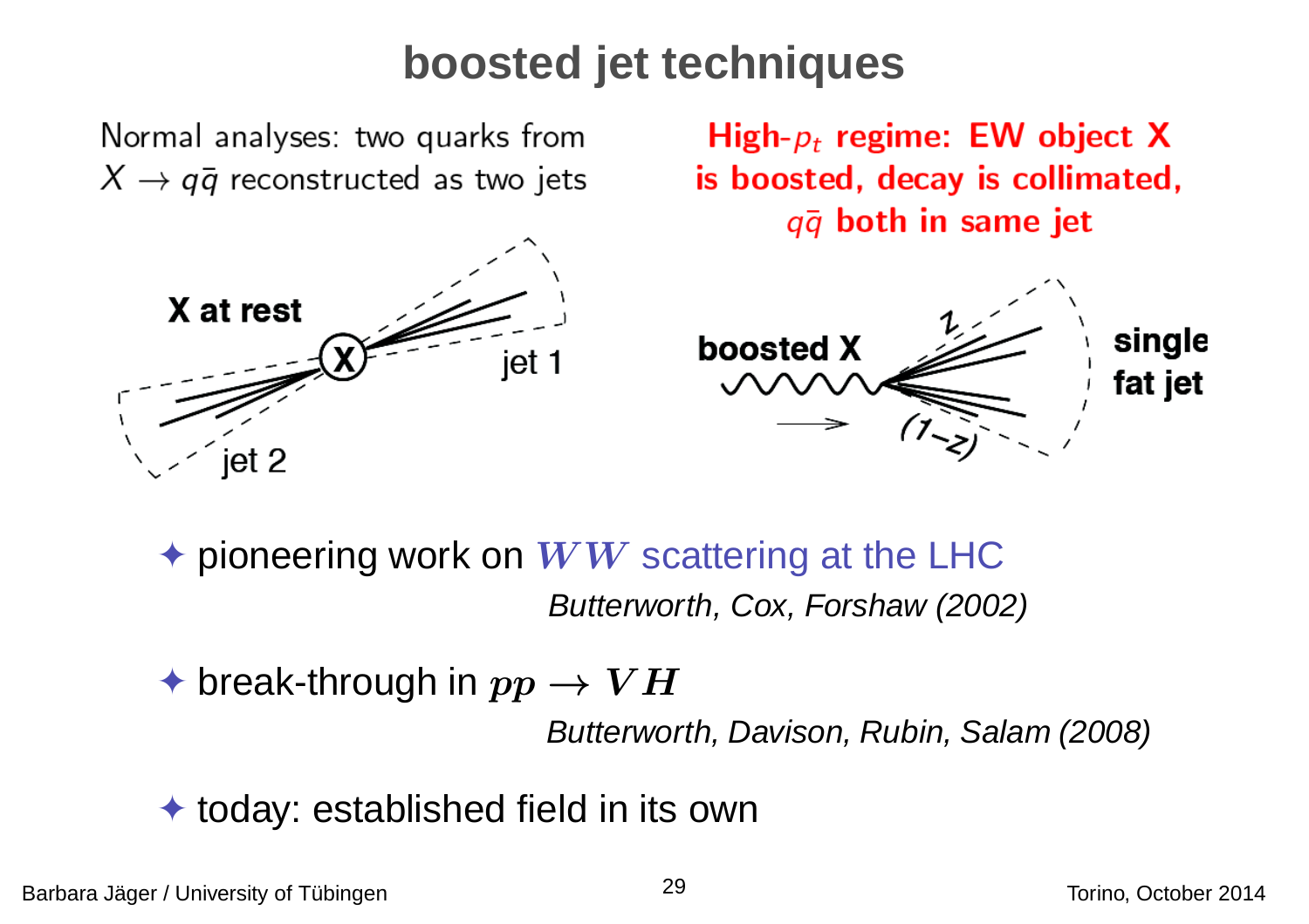# boosted jet techniques

Normal analyses: two quarks from $X \to q\bar{q}$ reconstructed as two jets

**High-$p_t$ regime: EW object X is boosted, decay is collimated, $q\bar{q}$ both in same jet**

X at rest

jet 1

jet 2

boosted X

$z$

$(1-z)$

single fat jet

- pioneering work on $WW$ scattering at the LHC

  *Butterworth, Cox, Forshaw (2002)*

- break-through in $pp \to VH$

  *Butterworth, Davison, Rubin, Salam (2008)*

- today: established field in its own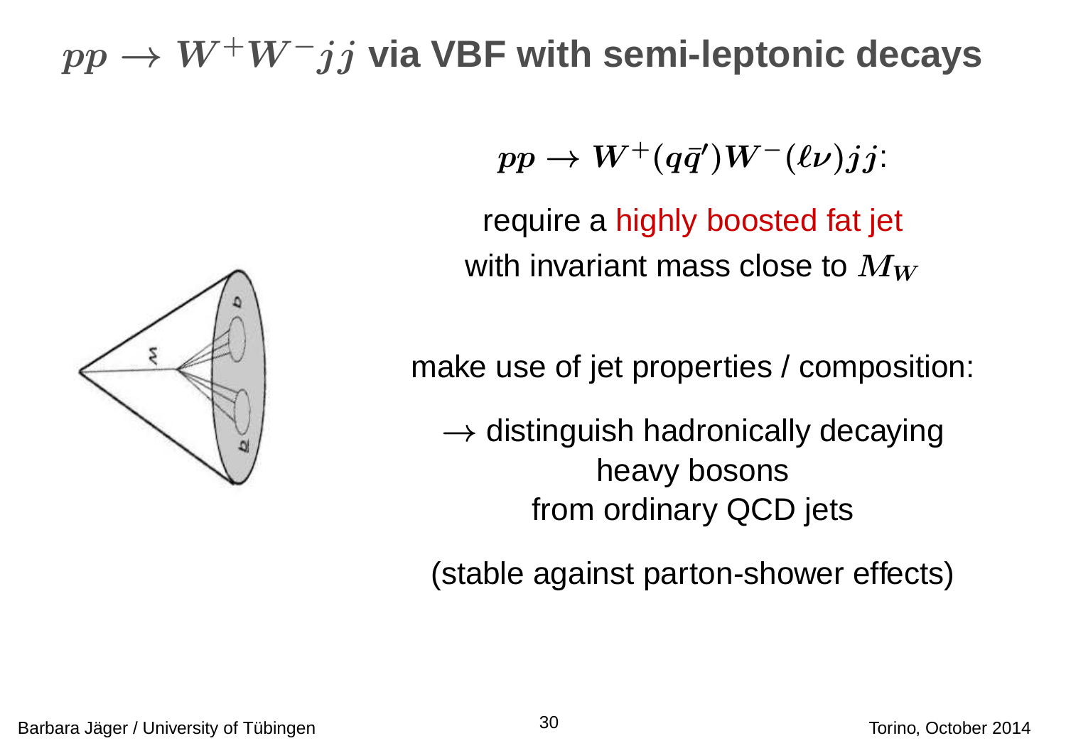# $pp \to W^+W^-jj$ via VBF with semi-leptonic decays

$pp \to W^+(q\bar{q}')W^-(\ell\nu)jj$:

require a highly boosted fat jet
with invariant mass close to $M_W$

make use of jet properties / composition:

$\to$ distinguish hadronically decaying
heavy bosons
from ordinary QCD jets

(stable against parton-shower effects)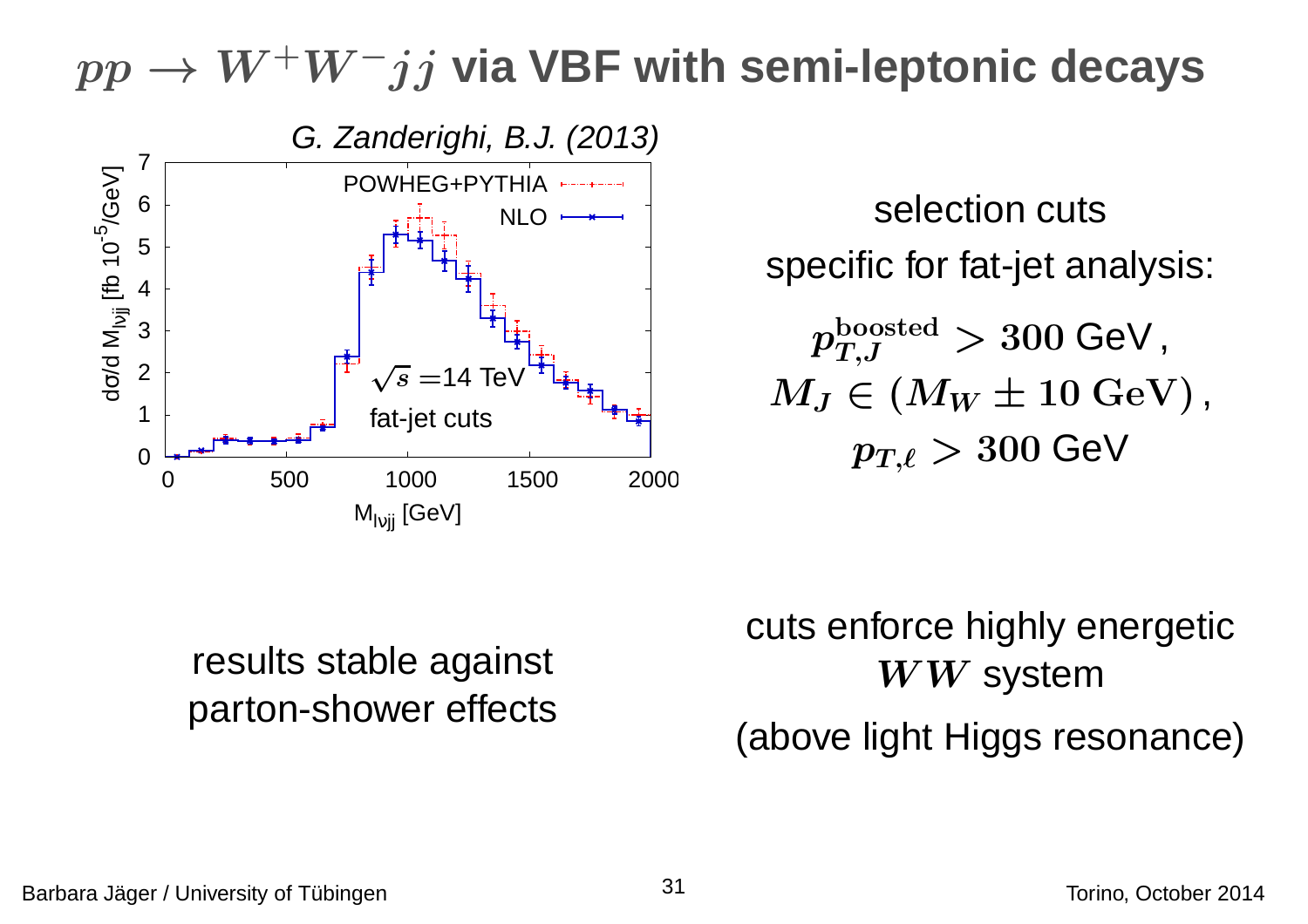# $pp \to W^+W^- jj$ via VBF with semi-leptonic decays

*G. Zanderighi, B.J. (2013)*

selection cuts specific for fat-jet analysis:

$$p_{T,J}^{\text{boosted}} > 300 \text{ GeV}\,,$$
$$M_J \in (M_W \pm 10 \text{ GeV})\,,$$
$$p_{T,\ell} > 300 \text{ GeV}$$

results stable against parton-shower effects

cuts enforce highly energetic $WW$ system

(above light Higgs resonance)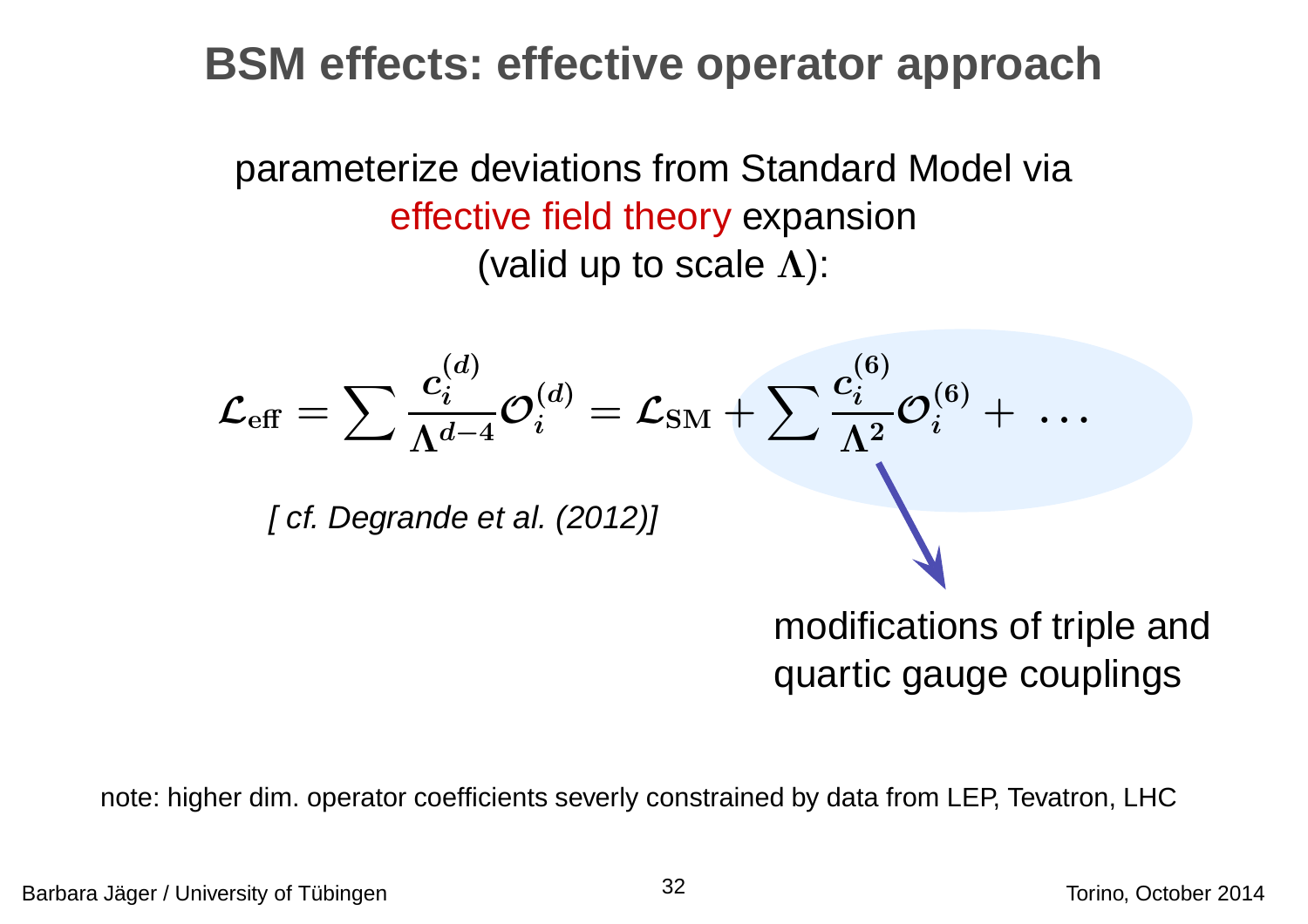# BSM effects: effective operator approach

parameterize deviations from Standard Model via effective field theory expansion (valid up to scale $\Lambda$):

$$\mathcal{L}_{\text{eff}} = \sum \frac{c_i^{(d)}}{\Lambda^{d-4}} \mathcal{O}_i^{(d)} = \mathcal{L}_{\text{SM}} + \sum \frac{c_i^{(6)}}{\Lambda^2} \mathcal{O}_i^{(6)} + \ \ldots$$

*[ cf. Degrande et al. (2012)]*

modifications of triple and quartic gauge couplings

note: higher dim. operator coefficients severly constrained by data from LEP, Tevatron, LHC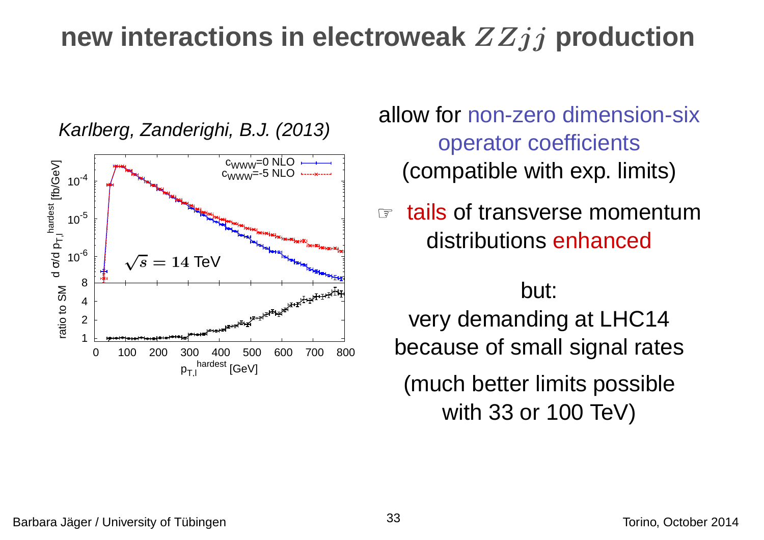# new interactions in electroweak $ZZjj$ production

*Karlberg, Zanderighi, B.J. (2013)*

allow for non-zero dimension-six operator coefficients (compatible with exp. limits)

☞ tails of transverse momentum distributions enhanced

but:
very demanding at LHC14 because of small signal rates

(much better limits possible with 33 or 100 TeV)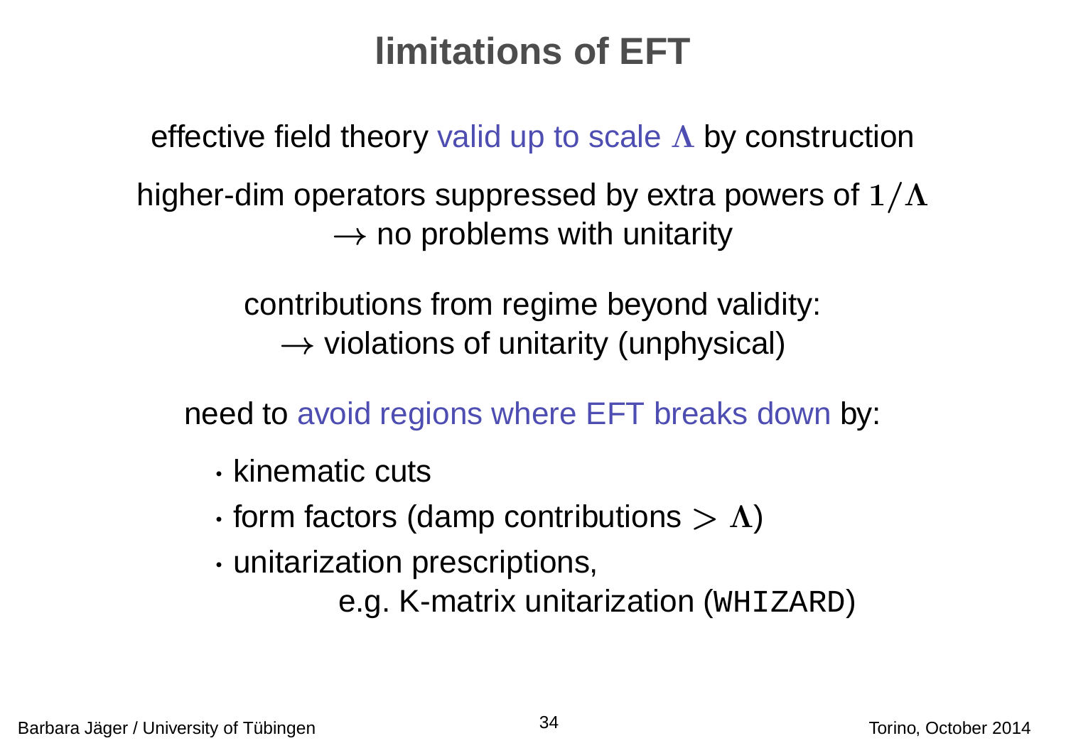# limitations of EFT

effective field theory valid up to scale $\Lambda$ by construction

higher-dim operators suppressed by extra powers of $1/\Lambda$
$\rightarrow$ no problems with unitarity

contributions from regime beyond validity:
$\rightarrow$ violations of unitarity (unphysical)

need to avoid regions where EFT breaks down by:

- kinematic cuts
- form factors (damp contributions $> \Lambda$)
- unitarization prescriptions,
  e.g. K-matrix unitarization (`WHIZARD`)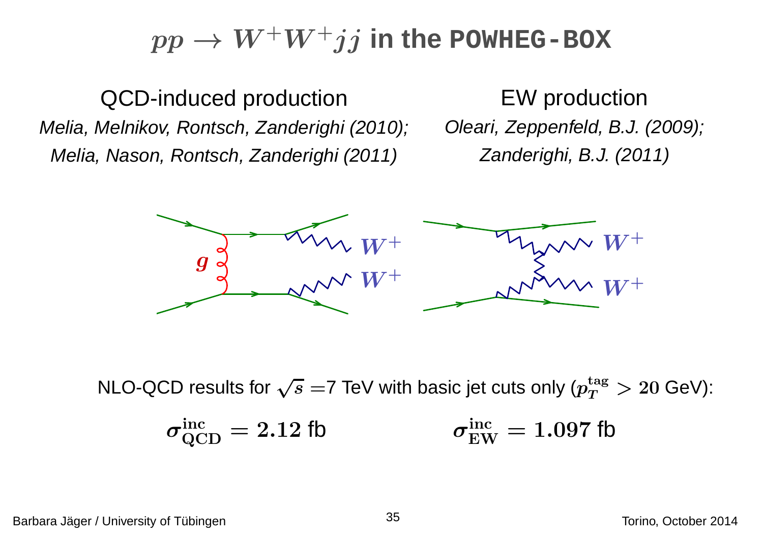# $pp \to W^+W^+jj$ in the POWHEG-BOX

**QCD-induced production**

*Melia, Melnikov, Rontsch, Zanderighi (2010); Melia, Nason, Rontsch, Zanderighi (2011)*

**EW production**

*Oleari, Zeppenfeld, B.J. (2009); Zanderighi, B.J. (2011)*

NLO-QCD results for $\sqrt{s}$ =7 TeV with basic jet cuts only ($p_T^{\text{tag}} > 20$ GeV):

$$\sigma^{\text{inc}}_{\text{QCD}} = 2.12 \text{ fb} \qquad\qquad \sigma^{\text{inc}}_{\text{EW}} = 1.097 \text{ fb}$$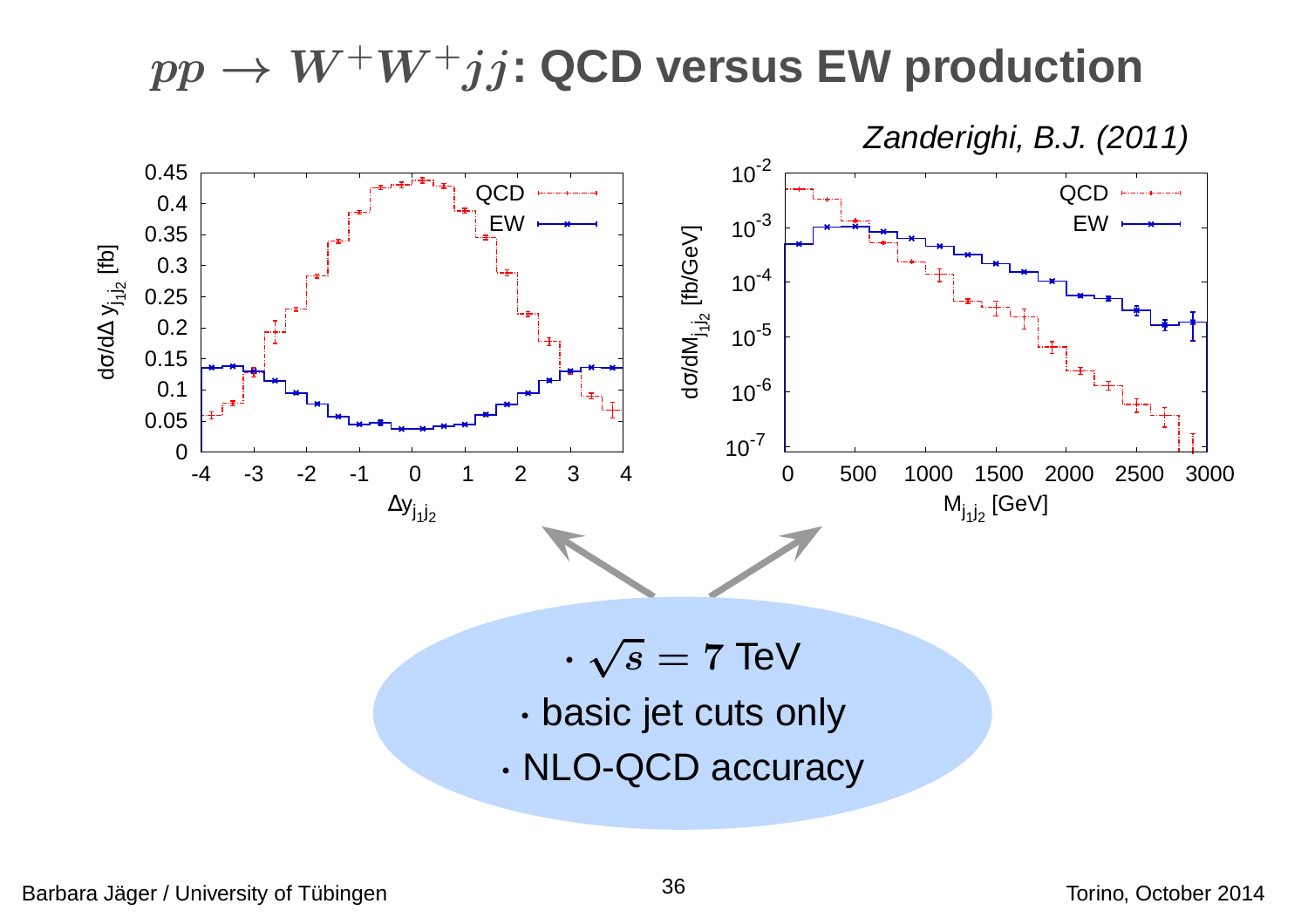# $pp \to W^+W^+jj$: QCD versus EW production

*Zanderighi, B.J. (2011)*

- $\sqrt{s} = 7$ TeV
- basic jet cuts only
- NLO-QCD accuracy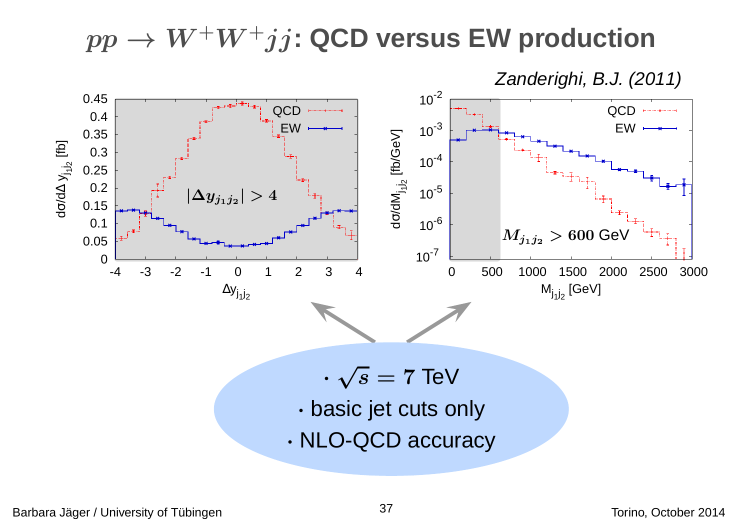# $pp \to W^+W^+jj$: QCD versus EW production

*Zanderighi, B.J. (2011)*

$|\Delta y_{j_1 j_2}| > 4$

$M_{j_1 j_2} > 600$ GeV

- $\sqrt{s} = 7$ TeV
- basic jet cuts only
- NLO-QCD accuracy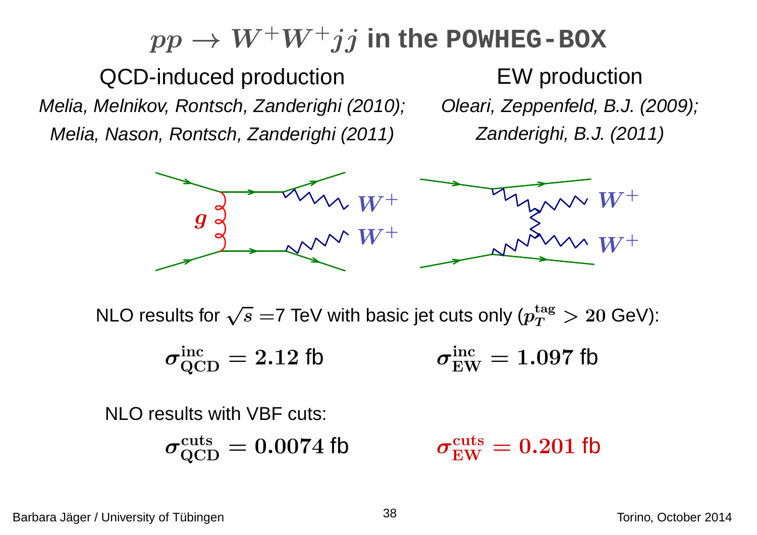# $pp \to W^+W^+jj$ in the POWHEG-BOX

**QCD-induced production**

*Melia, Melnikov, Rontsch, Zanderighi (2010); Melia, Nason, Rontsch, Zanderighi (2011)*

**EW production**

*Oleari, Zeppenfeld, B.J. (2009); Zanderighi, B.J. (2011)*

NLO results for $\sqrt{s}$ =7 TeV with basic jet cuts only ($p_T^{\mathrm{tag}} > 20$ GeV):

$$\sigma_{\mathrm{QCD}}^{\mathrm{inc}} = 2.12 \text{ fb} \qquad \sigma_{\mathrm{EW}}^{\mathrm{inc}} = 1.097 \text{ fb}$$

NLO results with VBF cuts:

$$\sigma_{\mathrm{QCD}}^{\mathrm{cuts}} = 0.0074 \text{ fb} \qquad \sigma_{\mathrm{EW}}^{\mathrm{cuts}} = 0.201 \text{ fb}$$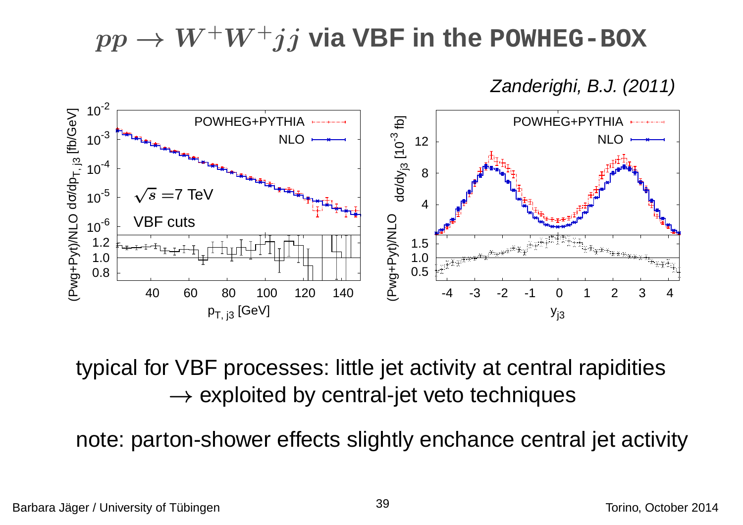# $pp \to W^+W^+jj$ via VBF in the POWHEG-BOX

*Zanderighi, B.J. (2011)*

typical for VBF processes: little jet activity at central rapidities
$\to$ exploited by central-jet veto techniques

note: parton-shower effects slightly enchance central jet activity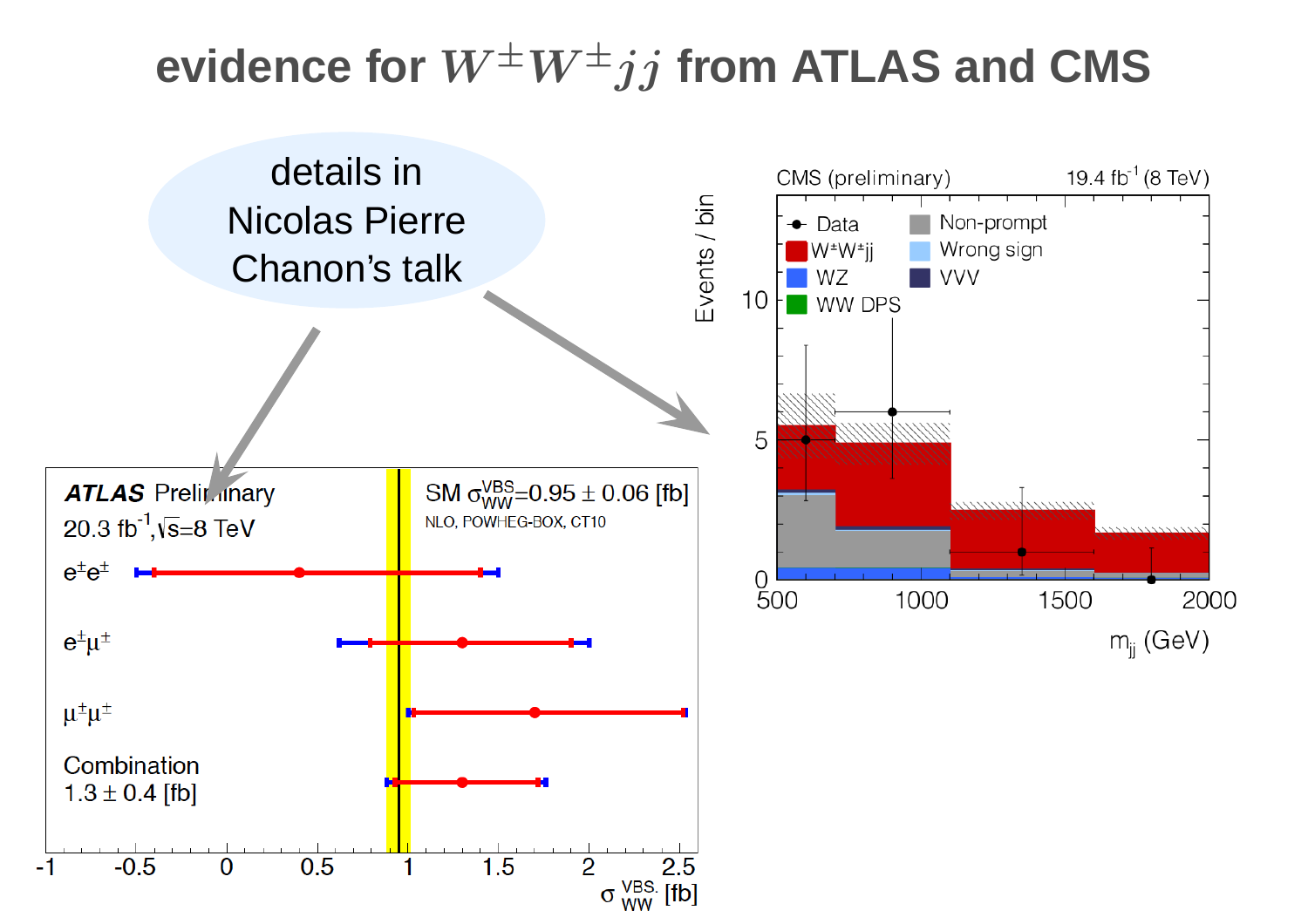# evidence for $W^{\pm}W^{\pm}jj$ from ATLAS and CMS

details in Nicolas Pierre Chanon's talk

**ATLAS** Preliminary
$20.3\ \text{fb}^{-1}, \sqrt{s}=8$ TeV

SM $\sigma_{WW}^{VBS} = 0.95 \pm 0.06$ [fb]
NLO, POWHEG-BOX, CT10

$e^{\pm}e^{\pm}$

$e^{\pm}\mu^{\pm}$

$\mu^{\pm}\mu^{\pm}$

Combination
$1.3 \pm 0.4$ [fb]

$\sigma_{WW}^{VBS}$ [fb]

CMS (preliminary) $19.4\ \text{fb}^{-1}$ (8 TeV)

Data, $W^{\pm}W^{\pm}jj$, WZ, WW DPS, Non-prompt, Wrong sign, VVV

Events / bin

$m_{jj}$ (GeV)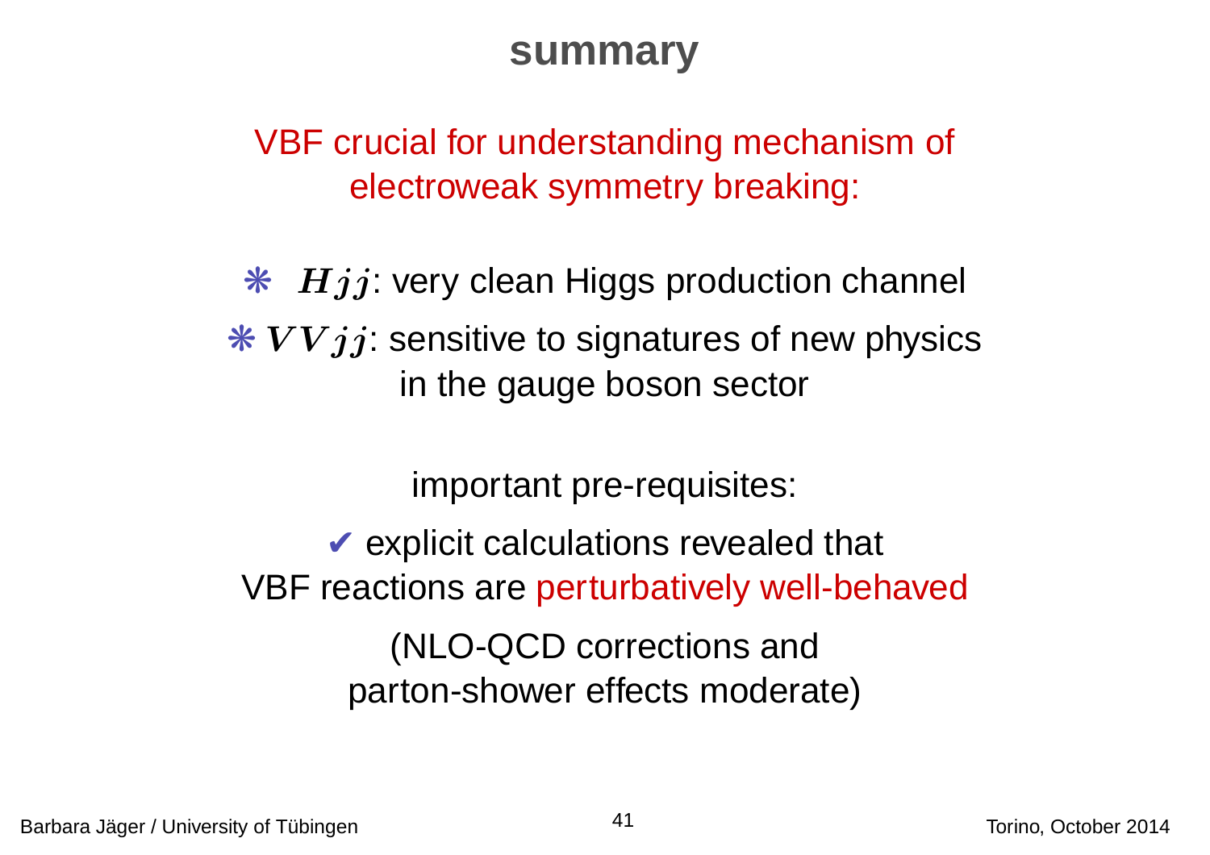# summary

VBF crucial for understanding mechanism of electroweak symmetry breaking:

- ❋ $Hjj$: very clean Higgs production channel
- ❋ $VVjj$: sensitive to signatures of new physics in the gauge boson sector

important pre-requisites:

✔ explicit calculations revealed that VBF reactions are perturbatively well-behaved

(NLO-QCD corrections and parton-shower effects moderate)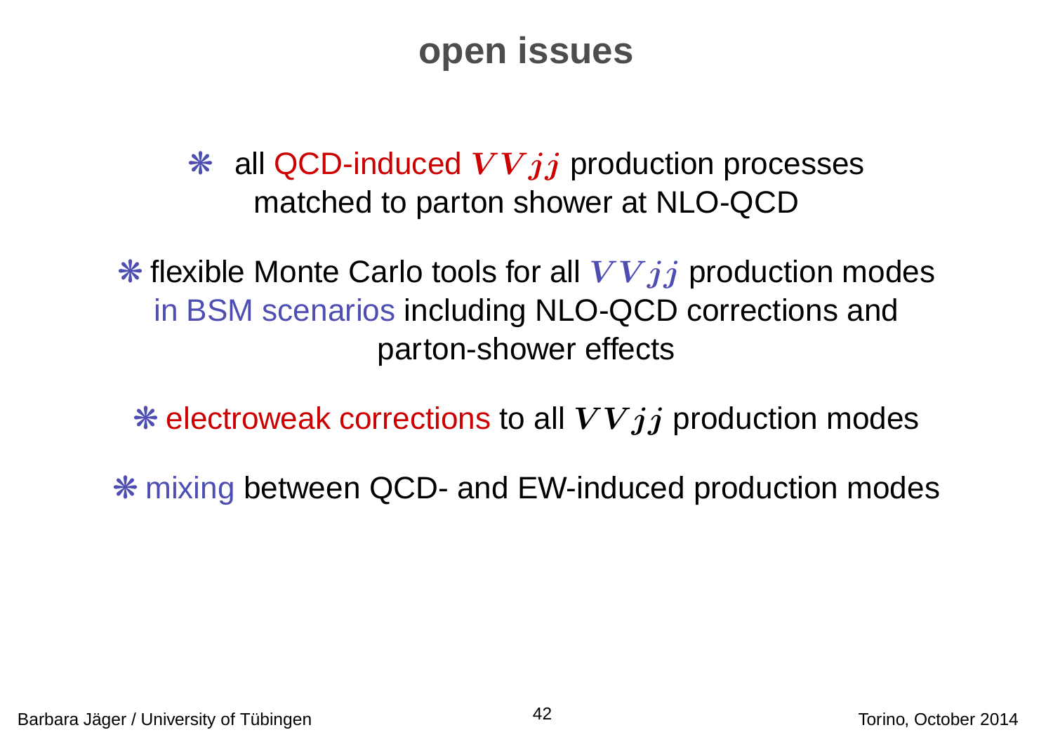# open issues

- all QCD-induced $VVjj$ production processes matched to parton shower at NLO-QCD

- flexible Monte Carlo tools for all $VVjj$ production modes in BSM scenarios including NLO-QCD corrections and parton-shower effects

- electroweak corrections to all $VVjj$ production modes

- mixing between QCD- and EW-induced production modes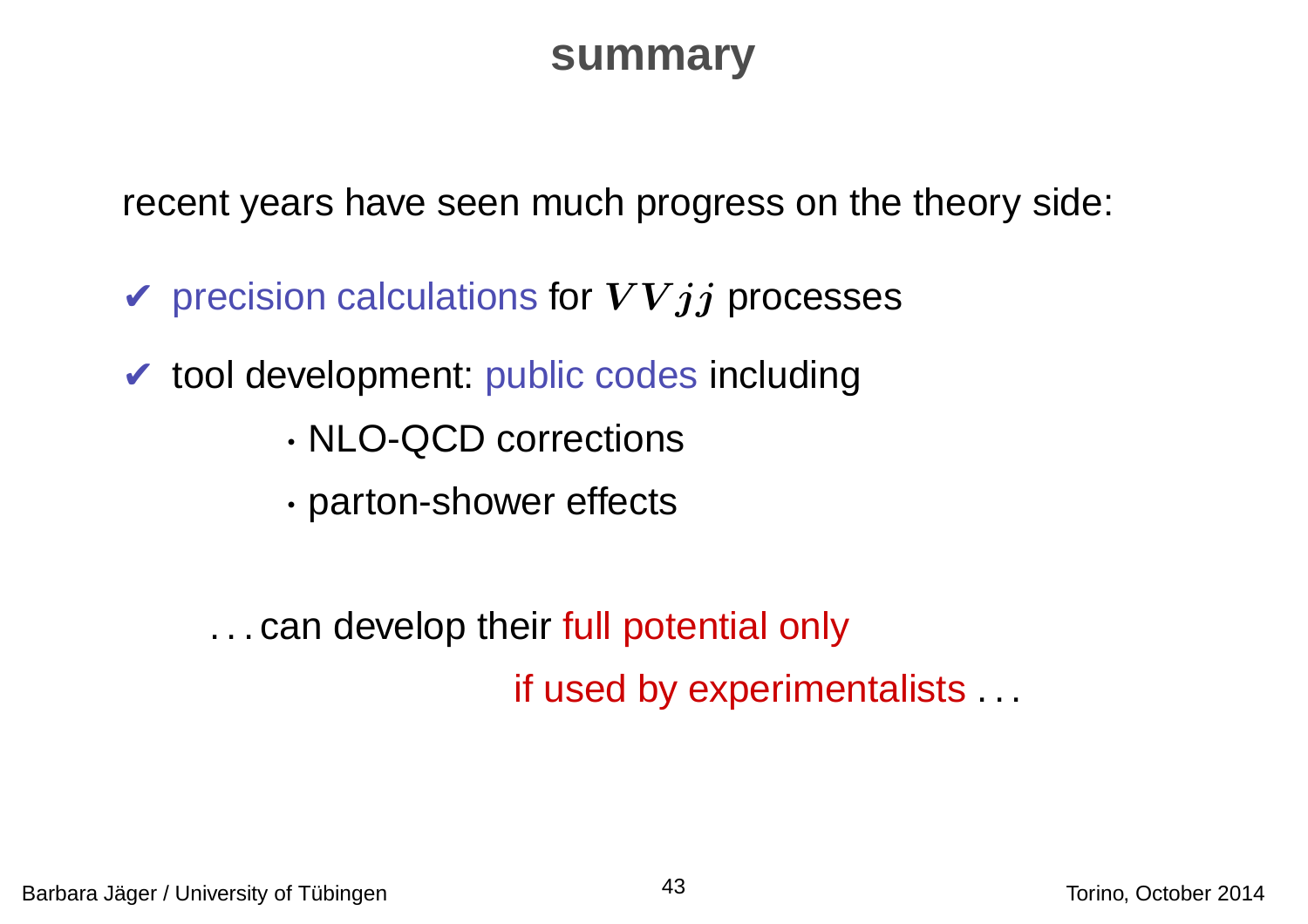# summary

recent years have seen much progress on the theory side:

- ✔ precision calculations for $VVjj$ processes
- ✔ tool development: public codes including
  - NLO-QCD corrections
  - parton-shower effects

. . . can develop their full potential only

if used by experimentalists . . .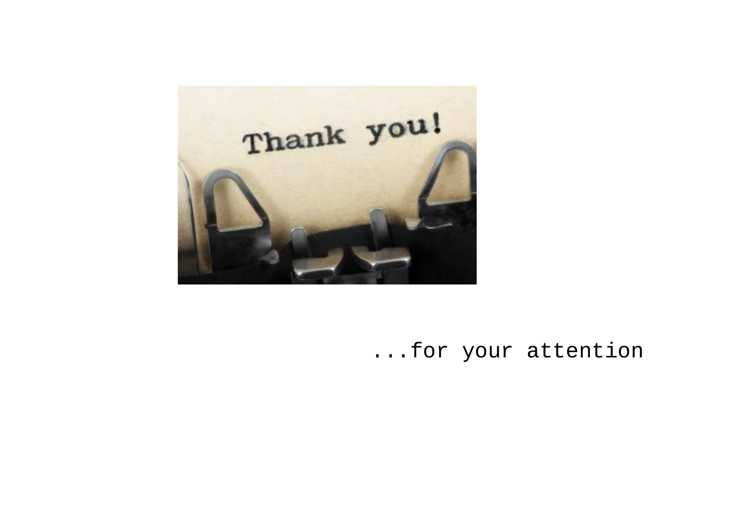...for your attention